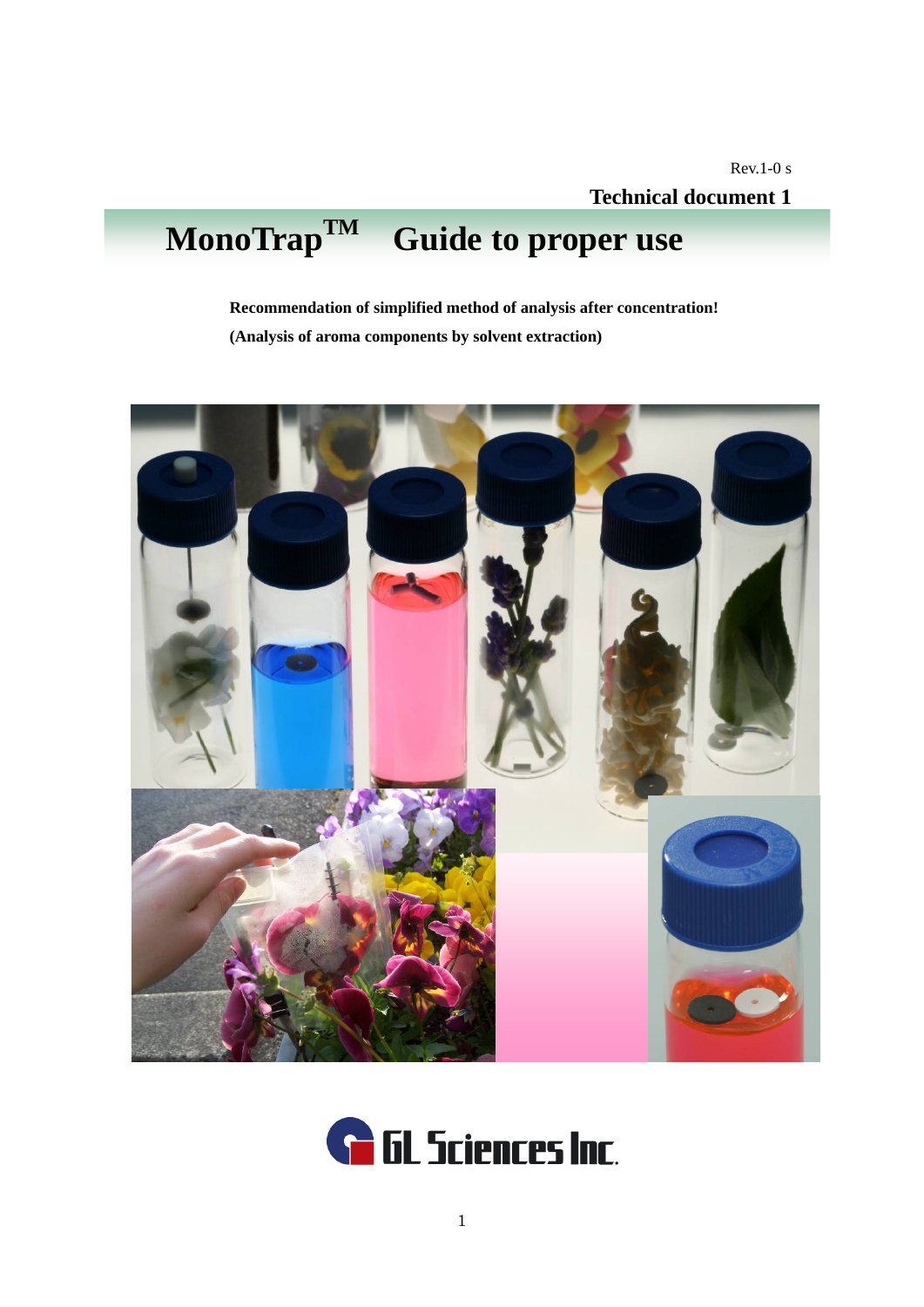Rev.1-0 s

**Technical document 1**

# MonoTrap™ Guide to proper use

**Recommendation of simplified method of analysis after concentration!**

**(Analysis of aroma components by solvent extraction)**

GL Sciences Inc.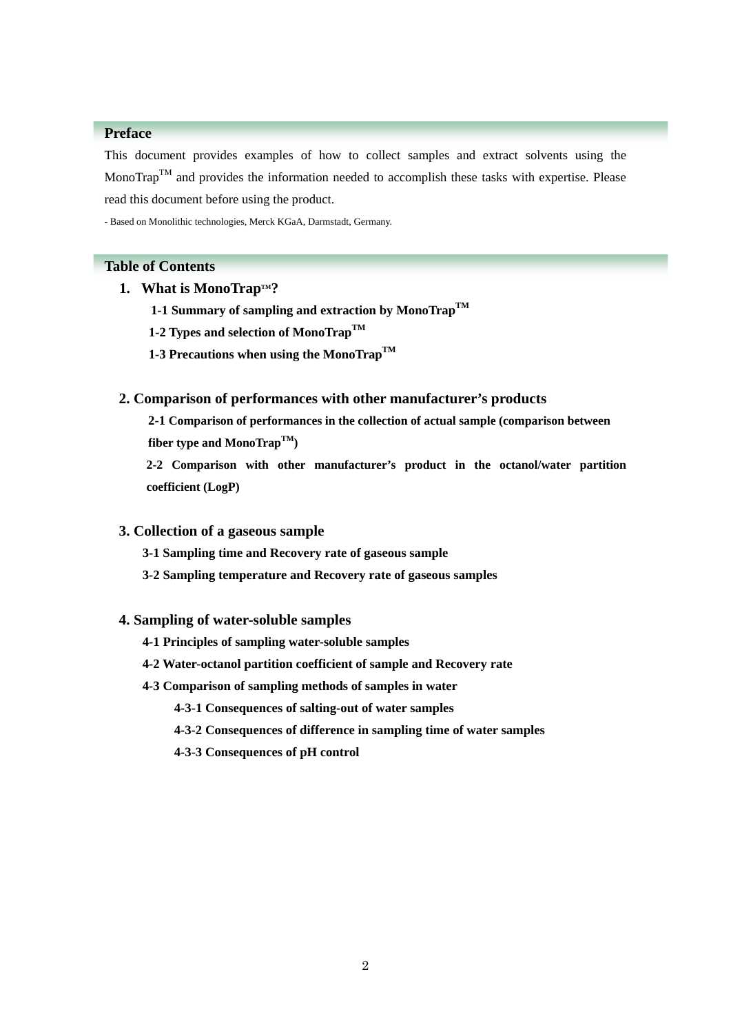## Preface

This document provides examples of how to collect samples and extract solvents using the MonoTrap™ and provides the information needed to accomplish these tasks with expertise. Please read this document before using the product.

- Based on Monolithic technologies, Merck KGaA, Darmstadt, Germany.

## Table of Contents

**1. What is MonoTrap™?**

- **1-1 Summary of sampling and extraction by MonoTrap™**
- **1-2 Types and selection of MonoTrap™**
- **1-3 Precautions when using the MonoTrap™**

**2. Comparison of performances with other manufacturer's products**

- **2-1 Comparison of performances in the collection of actual sample (comparison between fiber type and MonoTrap™)**
- **2-2 Comparison with other manufacturer's product in the octanol/water partition coefficient (LogP)**

**3. Collection of a gaseous sample**

- **3-1 Sampling time and Recovery rate of gaseous sample**
- **3-2 Sampling temperature and Recovery rate of gaseous samples**

**4. Sampling of water-soluble samples**

- **4-1 Principles of sampling water-soluble samples**
- **4-2 Water-octanol partition coefficient of sample and Recovery rate**
- **4-3 Comparison of sampling methods of samples in water**
  - **4-3-1 Consequences of salting-out of water samples**
  - **4-3-2 Consequences of difference in sampling time of water samples**
  - **4-3-3 Consequences of pH control**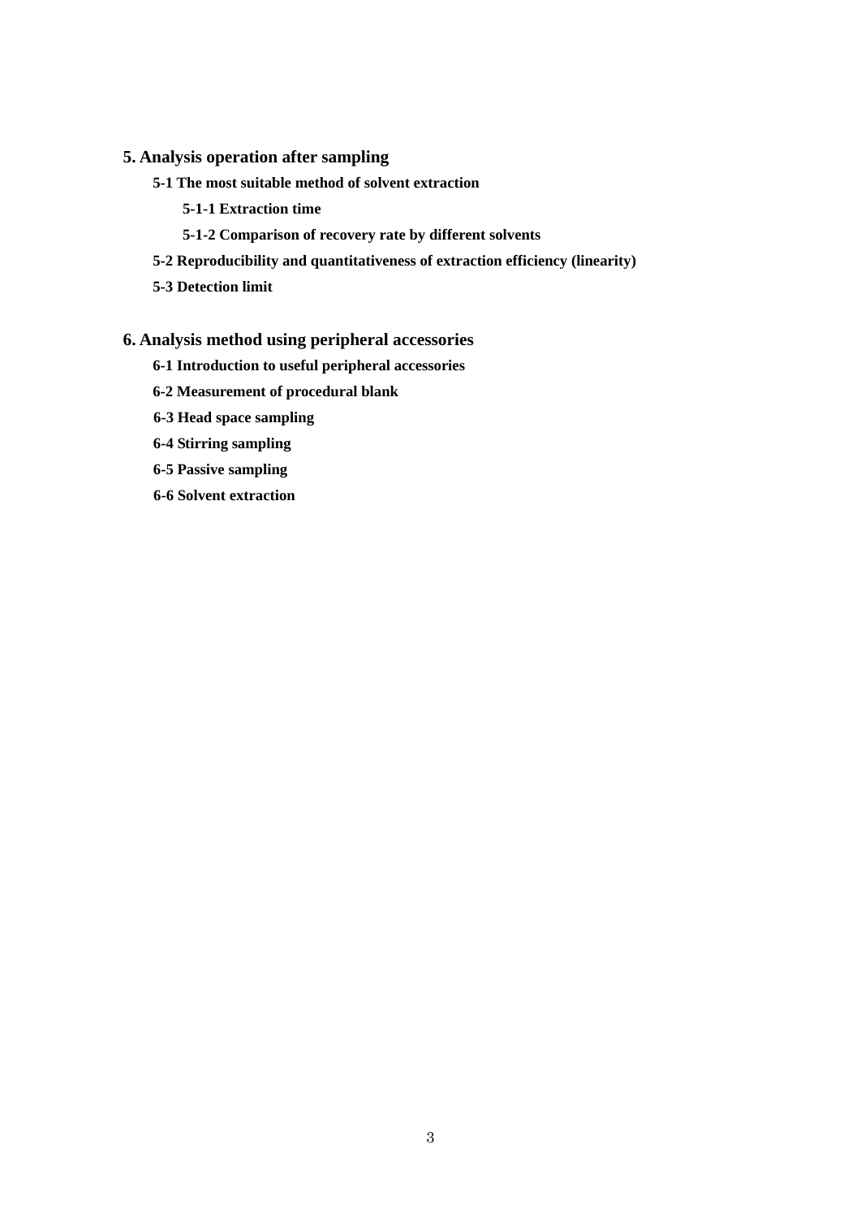## 5. Analysis operation after sampling

### 5-1 The most suitable method of solvent extraction

#### 5-1-1 Extraction time

#### 5-1-2 Comparison of recovery rate by different solvents

### 5-2 Reproducibility and quantitativeness of extraction efficiency (linearity)

### 5-3 Detection limit

## 6. Analysis method using peripheral accessories

### 6-1 Introduction to useful peripheral accessories

### 6-2 Measurement of procedural blank

### 6-3 Head space sampling

### 6-4 Stirring sampling

### 6-5 Passive sampling

### 6-6 Solvent extraction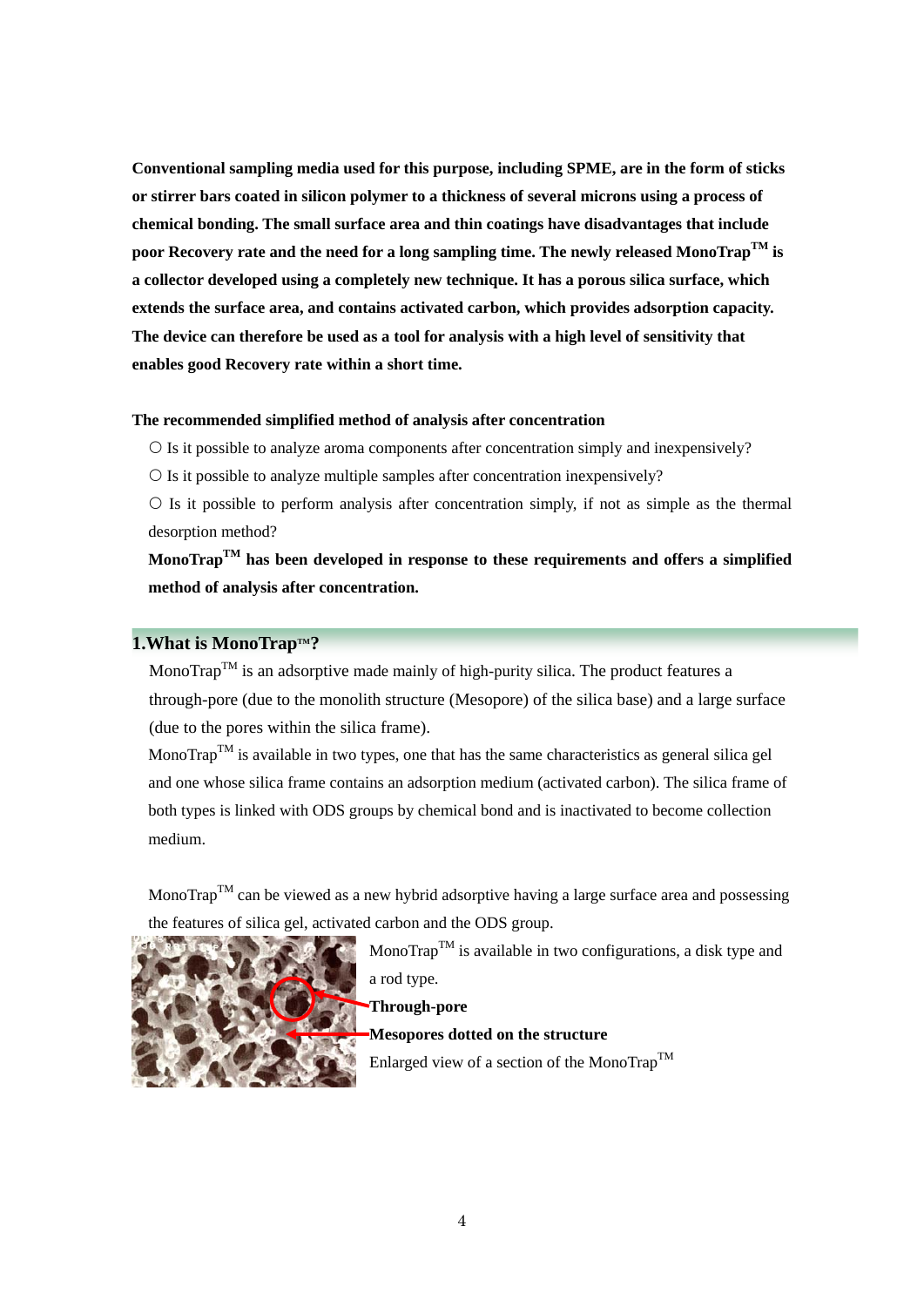**Conventional sampling media used for this purpose, including SPME, are in the form of sticks or stirrer bars coated in silicon polymer to a thickness of several microns using a process of chemical bonding. The small surface area and thin coatings have disadvantages that include poor Recovery rate and the need for a long sampling time. The newly released MonoTrap™ is a collector developed using a completely new technique. It has a porous silica surface, which extends the surface area, and contains activated carbon, which provides adsorption capacity. The device can therefore be used as a tool for analysis with a high level of sensitivity that enables good Recovery rate within a short time.**

**The recommended simplified method of analysis after concentration**

○ Is it possible to analyze aroma components after concentration simply and inexpensively?

○ Is it possible to analyze multiple samples after concentration inexpensively?

○ Is it possible to perform analysis after concentration simply, if not as simple as the thermal desorption method?

**MonoTrap™ has been developed in response to these requirements and offers a simplified method of analysis after concentration.**

## 1.What is MonoTrap™?

MonoTrap™ is an adsorptive made mainly of high-purity silica. The product features a through-pore (due to the monolith structure (Mesopore) of the silica base) and a large surface (due to the pores within the silica frame).

MonoTrap™ is available in two types, one that has the same characteristics as general silica gel and one whose silica frame contains an adsorption medium (activated carbon). The silica frame of both types is linked with ODS groups by chemical bond and is inactivated to become collection medium.

MonoTrap™ can be viewed as a new hybrid adsorptive having a large surface area and possessing the features of silica gel, activated carbon and the ODS group.

MonoTrap™ is available in two configurations, a disk type and a rod type.

**Through-pore**

**Mesopores dotted on the structure**

Enlarged view of a section of the MonoTrap™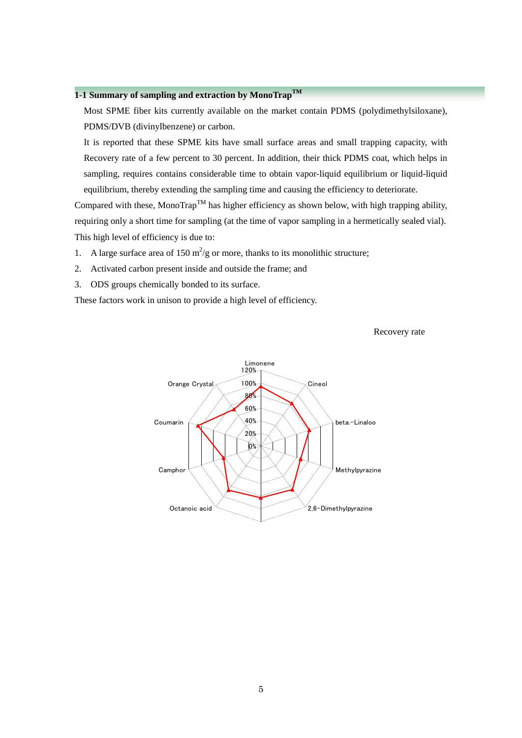## 1-1 Summary of sampling and extraction by MonoTrap™

Most SPME fiber kits currently available on the market contain PDMS (polydimethylsiloxane), PDMS/DVB (divinylbenzene) or carbon.

It is reported that these SPME kits have small surface areas and small trapping capacity, with Recovery rate of a few percent to 30 percent. In addition, their thick PDMS coat, which helps in sampling, requires contains considerable time to obtain vapor-liquid equilibrium or liquid-liquid equilibrium, thereby extending the sampling time and causing the efficiency to deteriorate.

Compared with these, MonoTrap™ has higher efficiency as shown below, with high trapping ability, requiring only a short time for sampling (at the time of vapor sampling in a hermetically sealed vial).

This high level of efficiency is due to:

1. A large surface area of 150 $m^2/g$ or more, thanks to its monolithic structure;
2. Activated carbon present inside and outside the frame; and
3. ODS groups chemically bonded to its surface.

These factors work in unison to provide a high level of efficiency.

Recovery rate

Limonene, Cineol, beta.-Linaloo, Methylpyrazine, 2,6-Dimethylpyrazine, Octanoic acid, Camphor, Coumarin, Orange Crystal

0%, 20%, 40%, 60%, 80%, 100%, 120%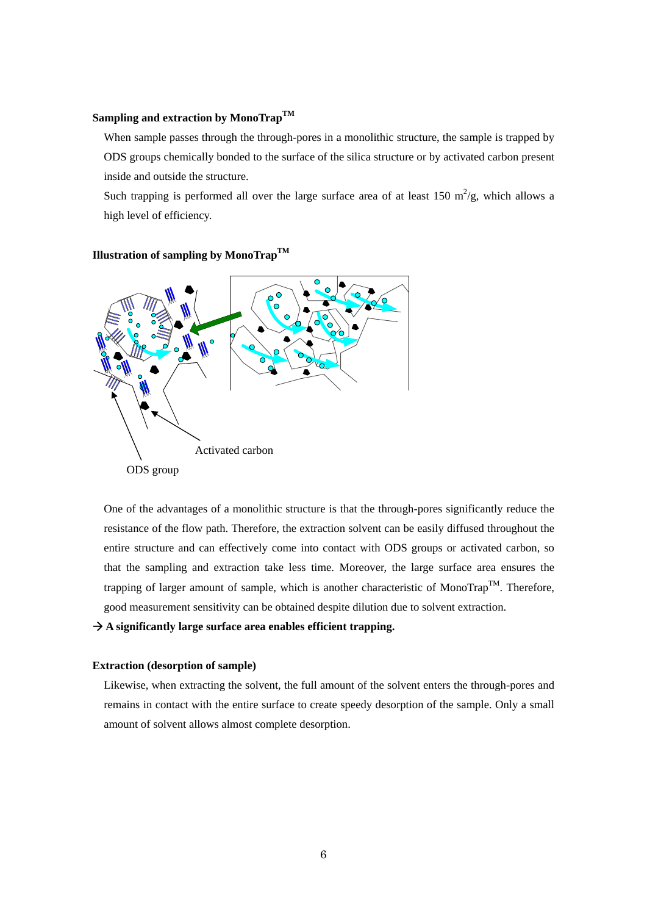**Sampling and extraction by MonoTrap™**

When sample passes through the through-pores in a monolithic structure, the sample is trapped by ODS groups chemically bonded to the surface of the silica structure or by activated carbon present inside and outside the structure.

Such trapping is performed all over the large surface area of at least 150 $m^2$/g, which allows a high level of efficiency.

**Illustration of sampling by MonoTrap™**

Activated carbon

ODS group

One of the advantages of a monolithic structure is that the through-pores significantly reduce the resistance of the flow path. Therefore, the extraction solvent can be easily diffused throughout the entire structure and can effectively come into contact with ODS groups or activated carbon, so that the sampling and extraction take less time. Moreover, the large surface area ensures the trapping of larger amount of sample, which is another characteristic of MonoTrap™. Therefore, good measurement sensitivity can be obtained despite dilution due to solvent extraction.

**→ A significantly large surface area enables efficient trapping.**

**Extraction (desorption of sample)**

Likewise, when extracting the solvent, the full amount of the solvent enters the through-pores and remains in contact with the entire surface to create speedy desorption of the sample. Only a small amount of solvent allows almost complete desorption.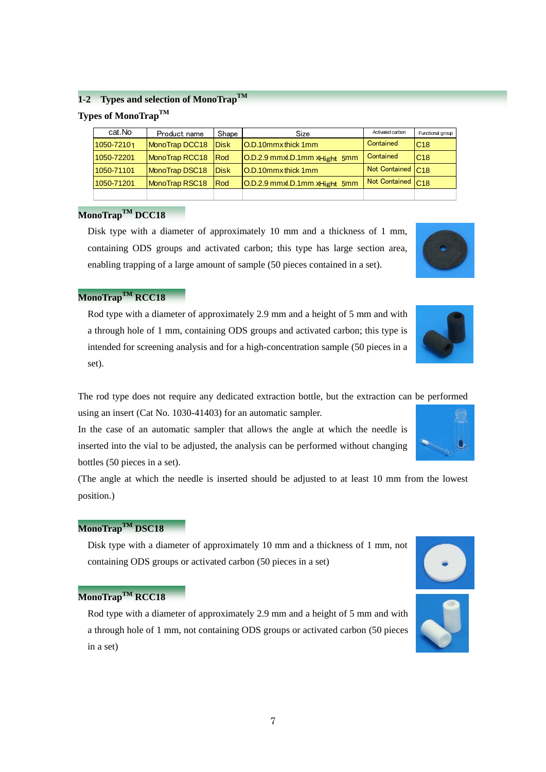## 1-2 Types and selection of MonoTrap™

### Types of MonoTrap™

| cat.No | Product name | Shape | Size | Activated carbon | Functional group |
|---|---|---|---|---|---|
| 1050-72101 | MonoTrap DCC18 | Disk | O.D.10mmxthick 1mm | Contained | C18 |
| 1050-72201 | MonoTrap RCC18 | Rod | O.D.2.9 mmxI.D.1mm xHight 5mm | Contained | C18 |
| 1050-71101 | MonoTrap DSC18 | Disk | O.D.10mmxthick 1mm | Not Contained | C18 |
| 1050-71201 | MonoTrap RSC18 | Rod | O.D.2.9 mmxI.D.1mm xHight 5mm | Not Contained | C18 |

### MonoTrap™ DCC18

Disk type with a diameter of approximately 10 mm and a thickness of 1 mm, containing ODS groups and activated carbon; this type has large section area, enabling trapping of a large amount of sample (50 pieces contained in a set).

### MonoTrap™ RCC18

Rod type with a diameter of approximately 2.9 mm and a height of 5 mm and with a through hole of 1 mm, containing ODS groups and activated carbon; this type is intended for screening analysis and for a high-concentration sample (50 pieces in a set).

The rod type does not require any dedicated extraction bottle, but the extraction can be performed using an insert (Cat No. 1030-41403) for an automatic sampler.

In the case of an automatic sampler that allows the angle at which the needle is inserted into the vial to be adjusted, the analysis can be performed without changing bottles (50 pieces in a set).

(The angle at which the needle is inserted should be adjusted to at least 10 mm from the lowest position.)

### MonoTrap™ DSC18

Disk type with a diameter of approximately 10 mm and a thickness of 1 mm, not containing ODS groups or activated carbon (50 pieces in a set)

### MonoTrap™ RCC18

Rod type with a diameter of approximately 2.9 mm and a height of 5 mm and with a through hole of 1 mm, not containing ODS groups or activated carbon (50 pieces in a set)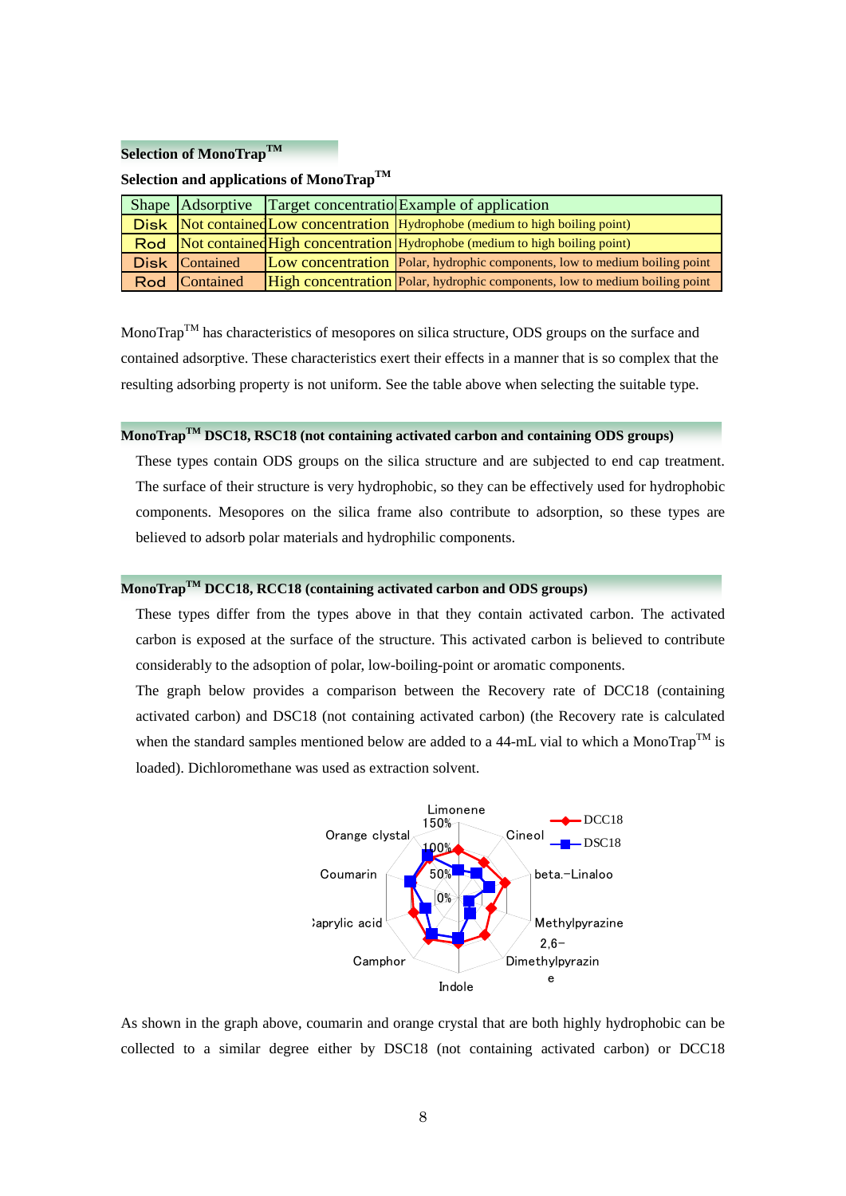## Selection of MonoTrap™

**Selection and applications of MonoTrap™**

| Shape | Adsorptive | Target concentratio | Example of application |
| --- | --- | --- | --- |
| Disk | Not containec | Low concentration | Hydrophobe (medium to high boiling point) |
| Rod | Not containec | High concentration | Hydrophobe (medium to high boiling point) |
| Disk | Contained | Low concentration | Polar, hydrophic components, low to medium boiling point |
| Rod | Contained | High concentration | Polar, hydrophic components, low to medium boiling point |

MonoTrap™ has characteristics of mesopores on silica structure, ODS groups on the surface and contained adsorptive. These characteristics exert their effects in a manner that is so complex that the resulting adsorbing property is not uniform. See the table above when selecting the suitable type.

### MonoTrap™ DSC18, RSC18 (not containing activated carbon and containing ODS groups)

These types contain ODS groups on the silica structure and are subjected to end cap treatment. The surface of their structure is very hydrophobic, so they can be effectively used for hydrophobic components. Mesopores on the silica frame also contribute to adsorption, so these types are believed to adsorb polar materials and hydrophilic components.

### MonoTrap™ DCC18, RCC18 (containing activated carbon and ODS groups)

These types differ from the types above in that they contain activated carbon. The activated carbon is exposed at the surface of the structure. This activated carbon is believed to contribute considerably to the adsoption of polar, low-boiling-point or aromatic components.

The graph below provides a comparison between the Recovery rate of DCC18 (containing activated carbon) and DSC18 (not containing activated carbon) (the Recovery rate is calculated when the standard samples mentioned below are added to a 44-mL vial to which a MonoTrap™ is loaded). Dichloromethane was used as extraction solvent.

As shown in the graph above, coumarin and orange crystal that are both highly hydrophobic can be collected to a similar degree either by DSC18 (not containing activated carbon) or DCC18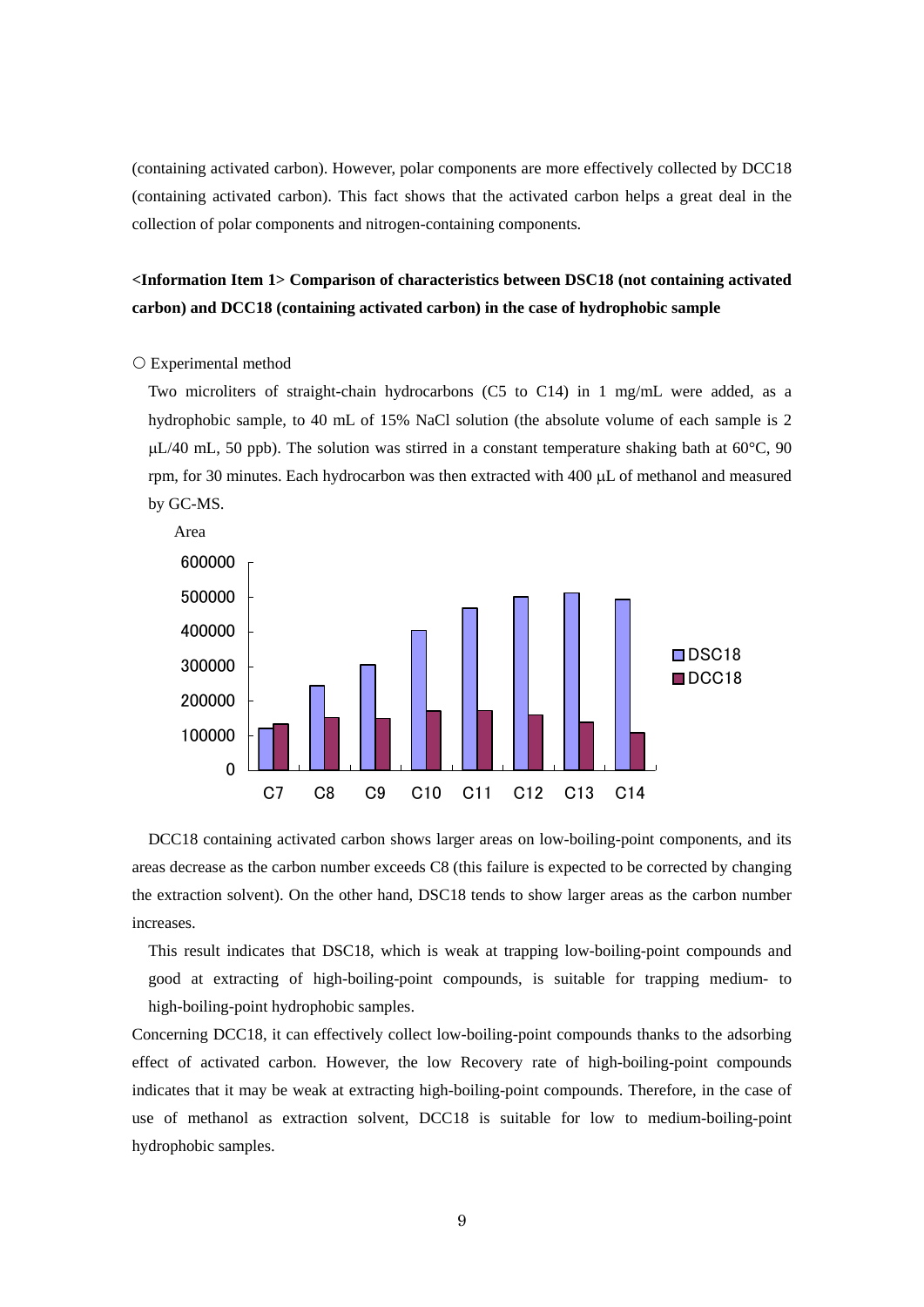(containing activated carbon). However, polar components are more effectively collected by DCC18 (containing activated carbon). This fact shows that the activated carbon helps a great deal in the collection of polar components and nitrogen-containing components.

**<Information Item 1> Comparison of characteristics between DSC18 (not containing activated carbon) and DCC18 (containing activated carbon) in the case of hydrophobic sample**

○ Experimental method

Two microliters of straight-chain hydrocarbons (C5 to C14) in 1 mg/mL were added, as a hydrophobic sample, to 40 mL of 15% NaCl solution (the absolute volume of each sample is 2 μL/40 mL, 50 ppb). The solution was stirred in a constant temperature shaking bath at 60°C, 90 rpm, for 30 minutes. Each hydrocarbon was then extracted with 400 μL of methanol and measured by GC-MS.

Area

DSC18 / DCC18 (C7, C8, C9, C10, C11, C12, C13, C14)

DCC18 containing activated carbon shows larger areas on low-boiling-point components, and its areas decrease as the carbon number exceeds C8 (this failure is expected to be corrected by changing the extraction solvent). On the other hand, DSC18 tends to show larger areas as the carbon number increases.

This result indicates that DSC18, which is weak at trapping low-boiling-point compounds and good at extracting of high-boiling-point compounds, is suitable for trapping medium- to high-boiling-point hydrophobic samples.

Concerning DCC18, it can effectively collect low-boiling-point compounds thanks to the adsorbing effect of activated carbon. However, the low Recovery rate of high-boiling-point compounds indicates that it may be weak at extracting high-boiling-point compounds. Therefore, in the case of use of methanol as extraction solvent, DCC18 is suitable for low to medium-boiling-point hydrophobic samples.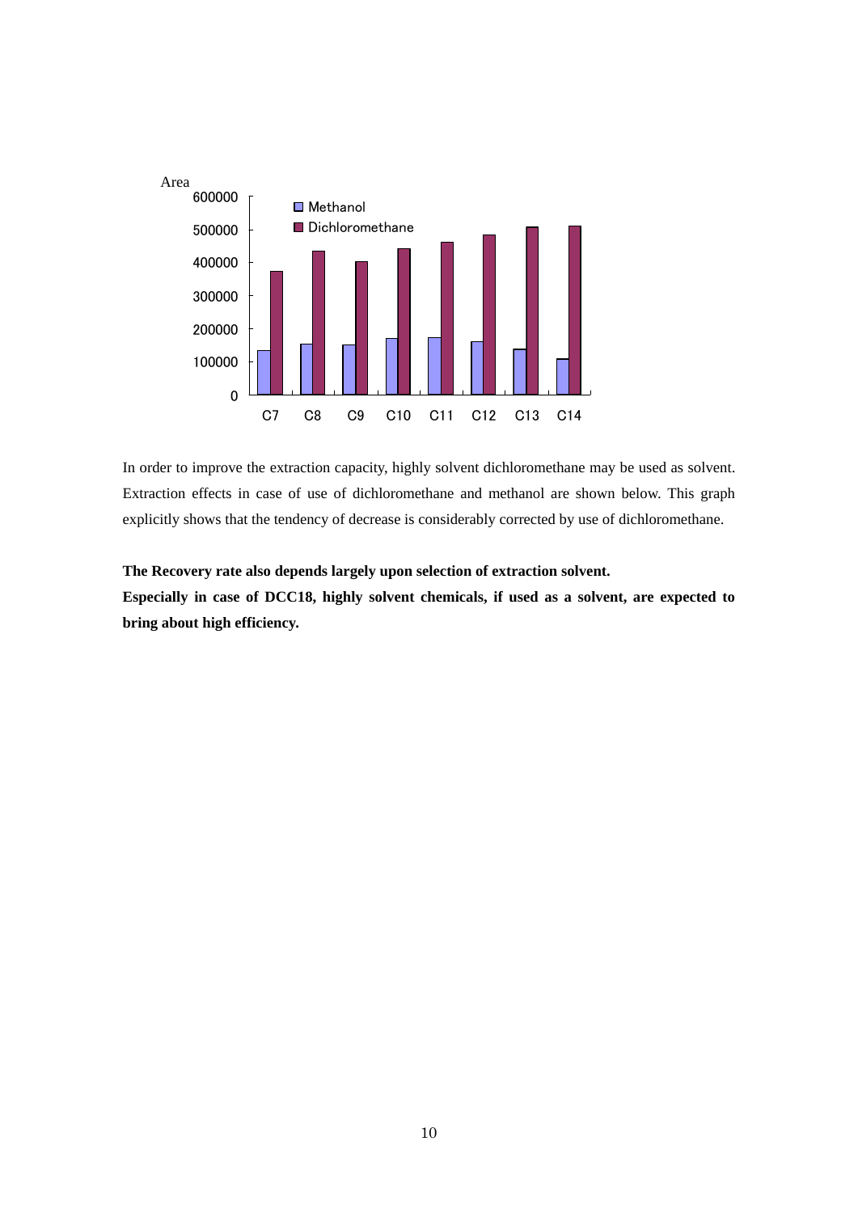In order to improve the extraction capacity, highly solvent dichloromethane may be used as solvent. Extraction effects in case of use of dichloromethane and methanol are shown below. This graph explicitly shows that the tendency of decrease is considerably corrected by use of dichloromethane.

**The Recovery rate also depends largely upon selection of extraction solvent.**

**Especially in case of DCC18, highly solvent chemicals, if used as a solvent, are expected to bring about high efficiency.**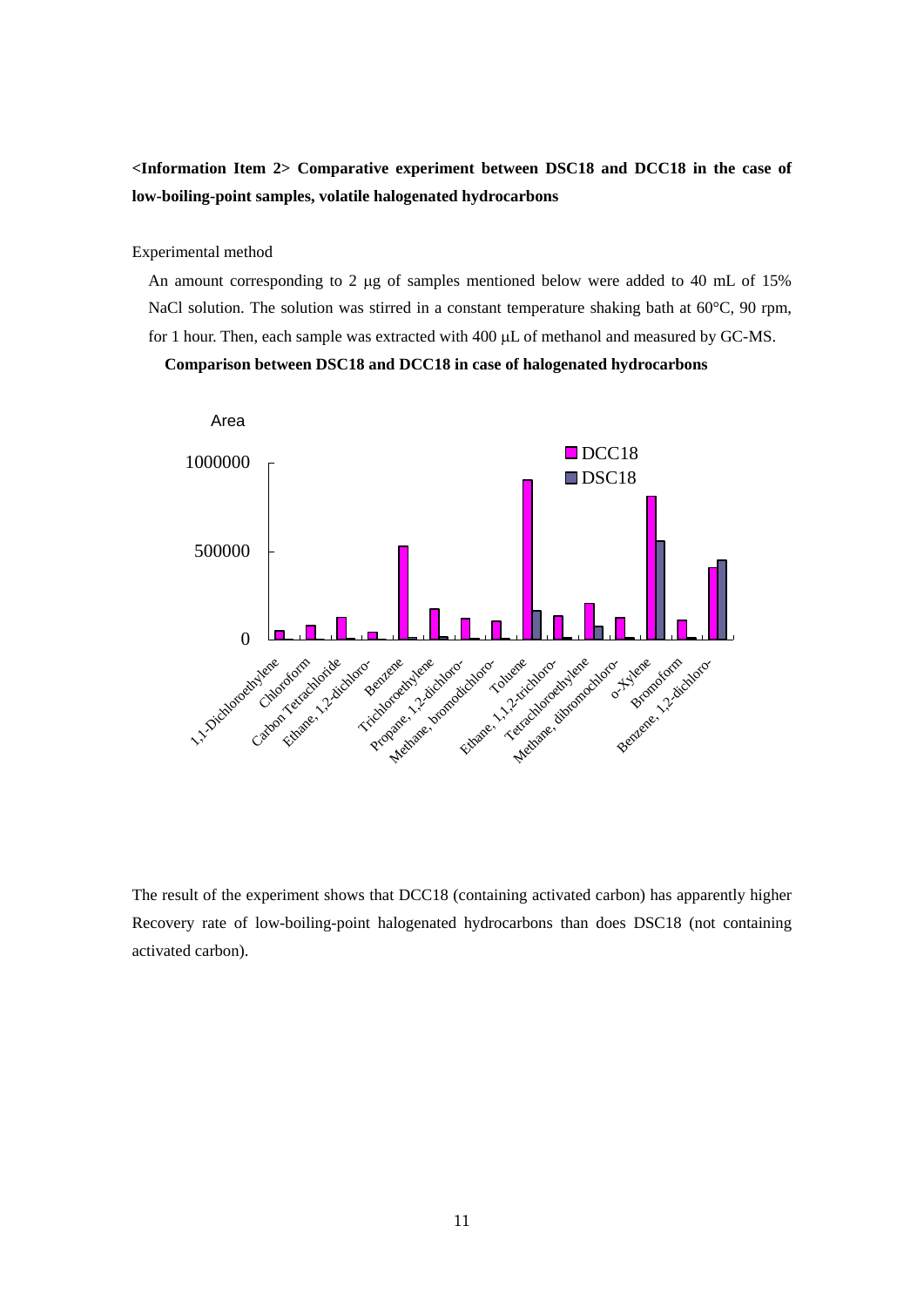**<Information Item 2> Comparative experiment between DSC18 and DCC18 in the case of low-boiling-point samples, volatile halogenated hydrocarbons**

Experimental method

An amount corresponding to 2 μg of samples mentioned below were added to 40 mL of 15% NaCl solution. The solution was stirred in a constant temperature shaking bath at 60°C, 90 rpm, for 1 hour. Then, each sample was extracted with 400 μL of methanol and measured by GC-MS.

**Comparison between DSC18 and DCC18 in case of halogenated hydrocarbons**

The result of the experiment shows that DCC18 (containing activated carbon) has apparently higher Recovery rate of low-boiling-point halogenated hydrocarbons than does DSC18 (not containing activated carbon).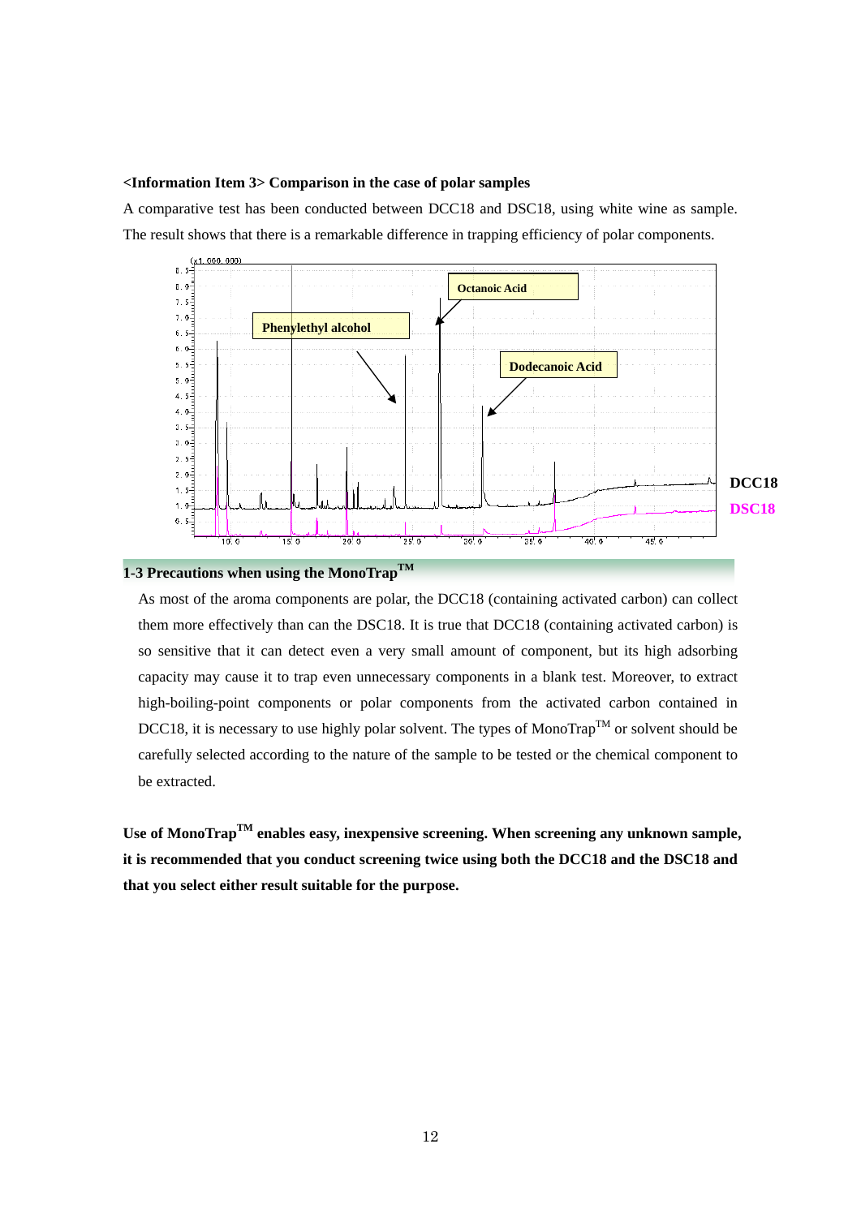**<Information Item 3> Comparison in the case of polar samples**

A comparative test has been conducted between DCC18 and DSC18, using white wine as sample. The result shows that there is a remarkable difference in trapping efficiency of polar components.

(x1,000,000)

Octanoic Acid

Phenylethyl alcohol

Dodecanoic Acid

DCC18

DSC18

## 1-3 Precautions when using the MonoTrap™

As most of the aroma components are polar, the DCC18 (containing activated carbon) can collect them more effectively than can the DSC18. It is true that DCC18 (containing activated carbon) is so sensitive that it can detect even a very small amount of component, but its high adsorbing capacity may cause it to trap even unnecessary components in a blank test. Moreover, to extract high-boiling-point components or polar components from the activated carbon contained in DCC18, it is necessary to use highly polar solvent. The types of MonoTrap™ or solvent should be carefully selected according to the nature of the sample to be tested or the chemical component to be extracted.

**Use of MonoTrap™ enables easy, inexpensive screening. When screening any unknown sample, it is recommended that you conduct screening twice using both the DCC18 and the DSC18 and that you select either result suitable for the purpose.**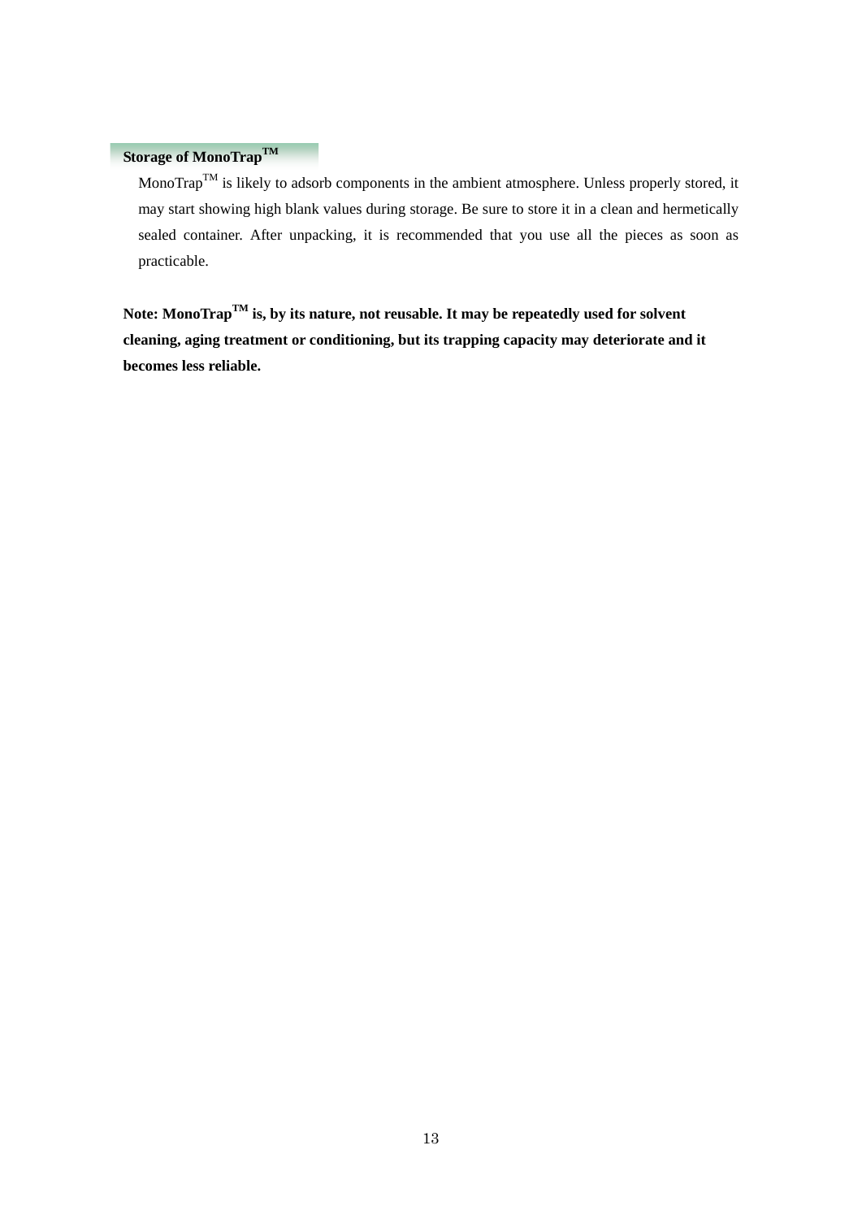### Storage of MonoTrap™

MonoTrap™ is likely to adsorb components in the ambient atmosphere. Unless properly stored, it may start showing high blank values during storage. Be sure to store it in a clean and hermetically sealed container. After unpacking, it is recommended that you use all the pieces as soon as practicable.

**Note: MonoTrap™ is, by its nature, not reusable. It may be repeatedly used for solvent cleaning, aging treatment or conditioning, but its trapping capacity may deteriorate and it becomes less reliable.**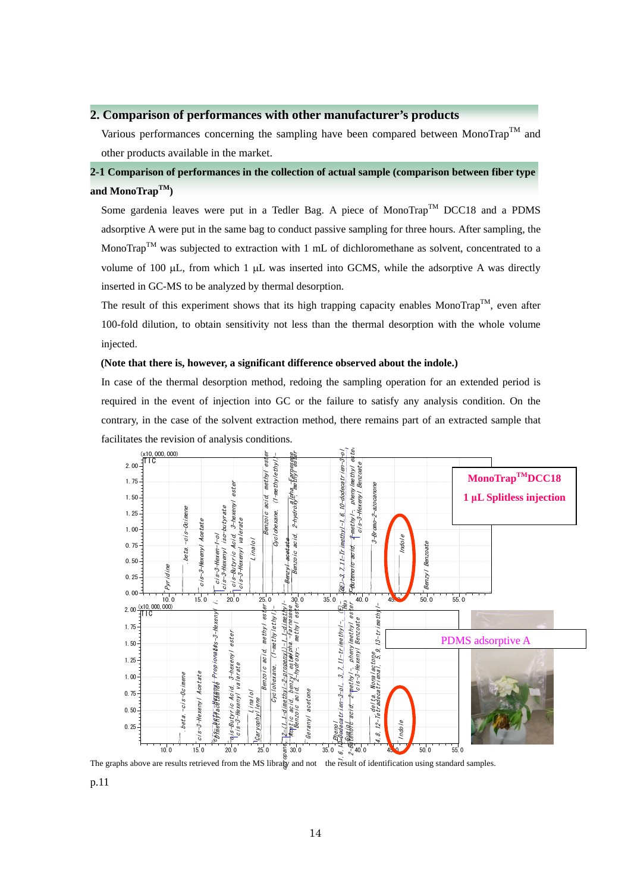## 2. Comparison of performances with other manufacturer's products

Various performances concerning the sampling have been compared between MonoTrap™ and other products available in the market.

### 2-1 Comparison of performances in the collection of actual sample (comparison between fiber type and MonoTrap™)

Some gardenia leaves were put in a Tedler Bag. A piece of MonoTrap™ DCC18 and a PDMS adsorptive A were put in the same bag to conduct passive sampling for three hours. After sampling, the MonoTrap™ was subjected to extraction with 1 mL of dichloromethane as solvent, concentrated to a volume of 100 µL, from which 1 µL was inserted into GCMS, while the adsorptive A was directly inserted in GC-MS to be analyzed by thermal desorption.

The result of this experiment shows that its high trapping capacity enables MonoTrap™, even after 100-fold dilution, to obtain sensitivity not less than the thermal desorption with the whole volume injected.

**(Note that there is, however, a significant difference observed about the indole.)**

In case of the thermal desorption method, redoing the sampling operation for an extended period is required in the event of injection into GC or the failure to satisfy any analysis condition. On the contrary, in the case of the solvent extraction method, there remains part of an extracted sample that facilitates the revision of analysis conditions.

MonoTrap™DCC18
1 µL Splitless injection

PDMS adsorptive A

The graphs above are results retrieved from the MS library and not the result of identification using standard samples.

p.11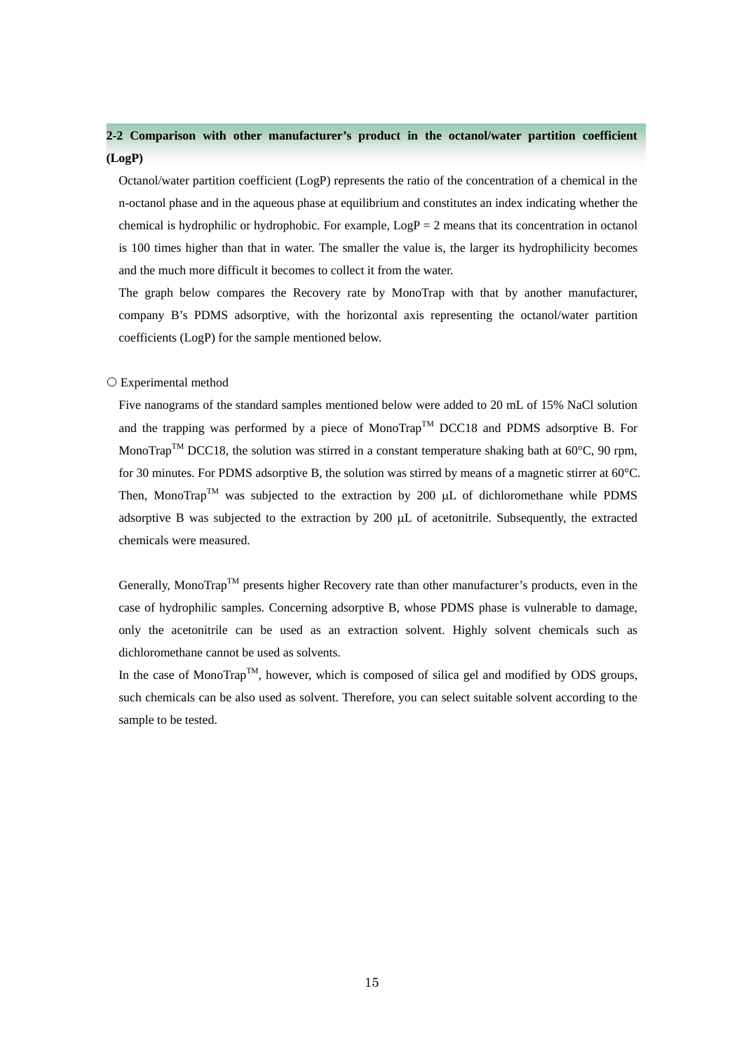## 2-2 Comparison with other manufacturer's product in the octanol/water partition coefficient (LogP)

Octanol/water partition coefficient (LogP) represents the ratio of the concentration of a chemical in the n-octanol phase and in the aqueous phase at equilibrium and constitutes an index indicating whether the chemical is hydrophilic or hydrophobic. For example, LogP = 2 means that its concentration in octanol is 100 times higher than that in water. The smaller the value is, the larger its hydrophilicity becomes and the much more difficult it becomes to collect it from the water.

The graph below compares the Recovery rate by MonoTrap with that by another manufacturer, company B's PDMS adsorptive, with the horizontal axis representing the octanol/water partition coefficients (LogP) for the sample mentioned below.

○ Experimental method

Five nanograms of the standard samples mentioned below were added to 20 mL of 15% NaCl solution and the trapping was performed by a piece of MonoTrap™ DCC18 and PDMS adsorptive B. For MonoTrap™ DCC18, the solution was stirred in a constant temperature shaking bath at 60°C, 90 rpm, for 30 minutes. For PDMS adsorptive B, the solution was stirred by means of a magnetic stirrer at 60°C. Then, MonoTrap™ was subjected to the extraction by 200 μL of dichloromethane while PDMS adsorptive B was subjected to the extraction by 200 μL of acetonitrile. Subsequently, the extracted chemicals were measured.

Generally, MonoTrap™ presents higher Recovery rate than other manufacturer's products, even in the case of hydrophilic samples. Concerning adsorptive B, whose PDMS phase is vulnerable to damage, only the acetonitrile can be used as an extraction solvent. Highly solvent chemicals such as dichloromethane cannot be used as solvents.

In the case of MonoTrap™, however, which is composed of silica gel and modified by ODS groups, such chemicals can be also used as solvent. Therefore, you can select suitable solvent according to the sample to be tested.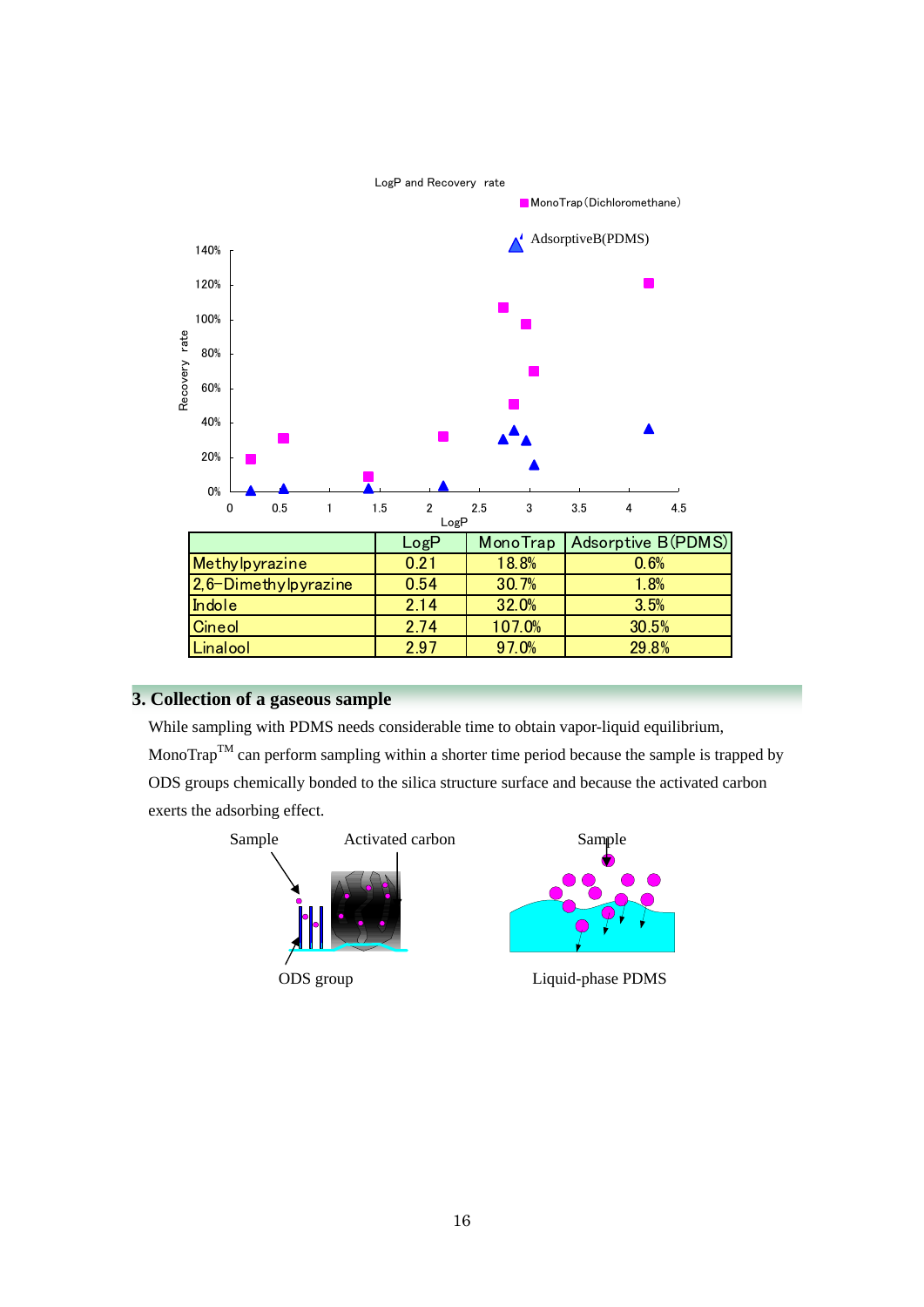LogP and Recovery rate

MonoTrap(Dichloromethane)

AdsorptiveB(PDMS)

|  | LogP | MonoTrap | Adsorptive B(PDMS) |
|---|---|---|---|
| Methylpyrazine | 0.21 | 18.8% | 0.6% |
| 2,6-Dimethylpyrazine | 0.54 | 30.7% | 1.8% |
| Indole | 2.14 | 32.0% | 3.5% |
| Cineol | 2.74 | 107.0% | 30.5% |
| Linalool | 2.97 | 97.0% | 29.8% |

## 3. Collection of a gaseous sample

While sampling with PDMS needs considerable time to obtain vapor-liquid equilibrium, MonoTrap[TM] can perform sampling within a shorter time period because the sample is trapped by ODS groups chemically bonded to the silica structure surface and because the activated carbon exerts the adsorbing effect.

Sample Activated carbon

ODS group

Sample

Liquid-phase PDMS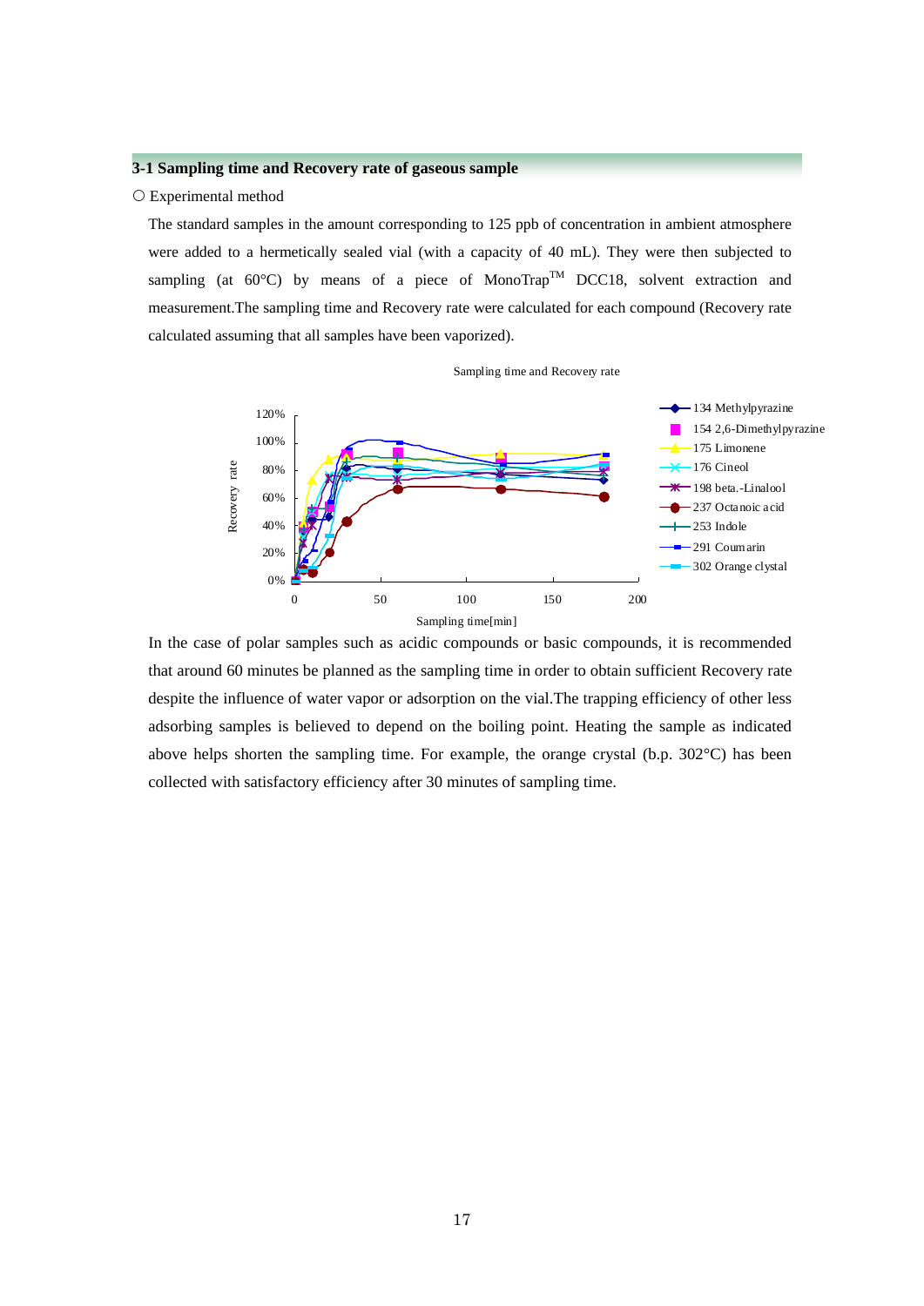## 3-1 Sampling time and Recovery rate of gaseous sample

○ Experimental method

The standard samples in the amount corresponding to 125 ppb of concentration in ambient atmosphere were added to a hermetically sealed vial (with a capacity of 40 mL). They were then subjected to sampling (at 60°C) by means of a piece of MonoTrap™ DCC18, solvent extraction and measurement.The sampling time and Recovery rate were calculated for each compound (Recovery rate calculated assuming that all samples have been vaporized).

Sampling time and Recovery rate

In the case of polar samples such as acidic compounds or basic compounds, it is recommended that around 60 minutes be planned as the sampling time in order to obtain sufficient Recovery rate despite the influence of water vapor or adsorption on the vial.The trapping efficiency of other less adsorbing samples is believed to depend on the boiling point. Heating the sample as indicated above helps shorten the sampling time. For example, the orange crystal (b.p. 302°C) has been collected with satisfactory efficiency after 30 minutes of sampling time.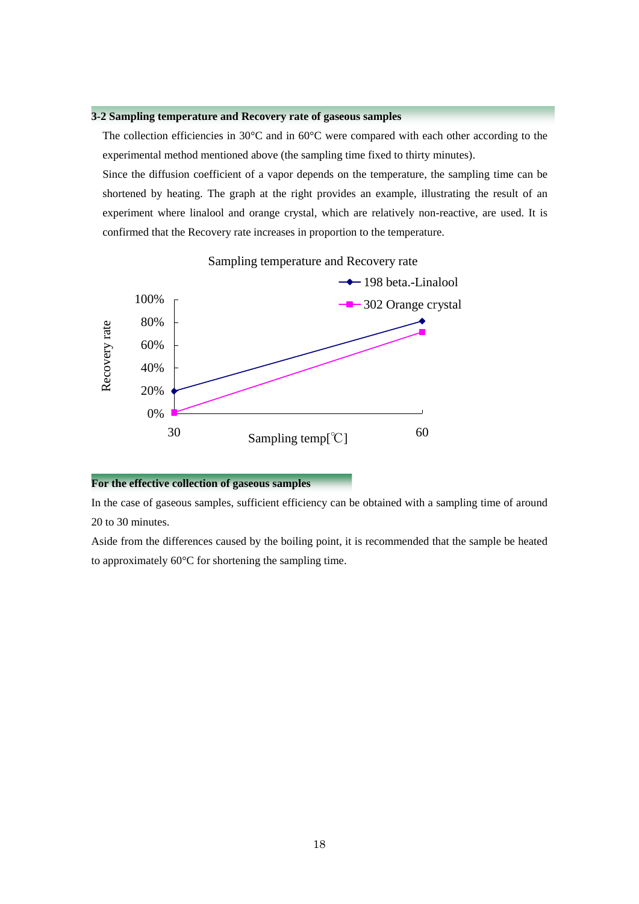### 3-2 Sampling temperature and Recovery rate of gaseous samples

The collection efficiencies in 30°C and in 60°C were compared with each other according to the experimental method mentioned above (the sampling time fixed to thirty minutes).

Since the diffusion coefficient of a vapor depends on the temperature, the sampling time can be shortened by heating. The graph at the right provides an example, illustrating the result of an experiment where linalool and orange crystal, which are relatively non-reactive, are used. It is confirmed that the Recovery rate increases in proportion to the temperature.

Sampling temperature and Recovery rate

198 beta.-Linalool
302 Orange crystal

Recovery rate: 100%, 80%, 60%, 40%, 20%, 0%

Sampling temp[℃]: 30, 60

### For the effective collection of gaseous samples

In the case of gaseous samples, sufficient efficiency can be obtained with a sampling time of around 20 to 30 minutes.

Aside from the differences caused by the boiling point, it is recommended that the sample be heated to approximately 60°C for shortening the sampling time.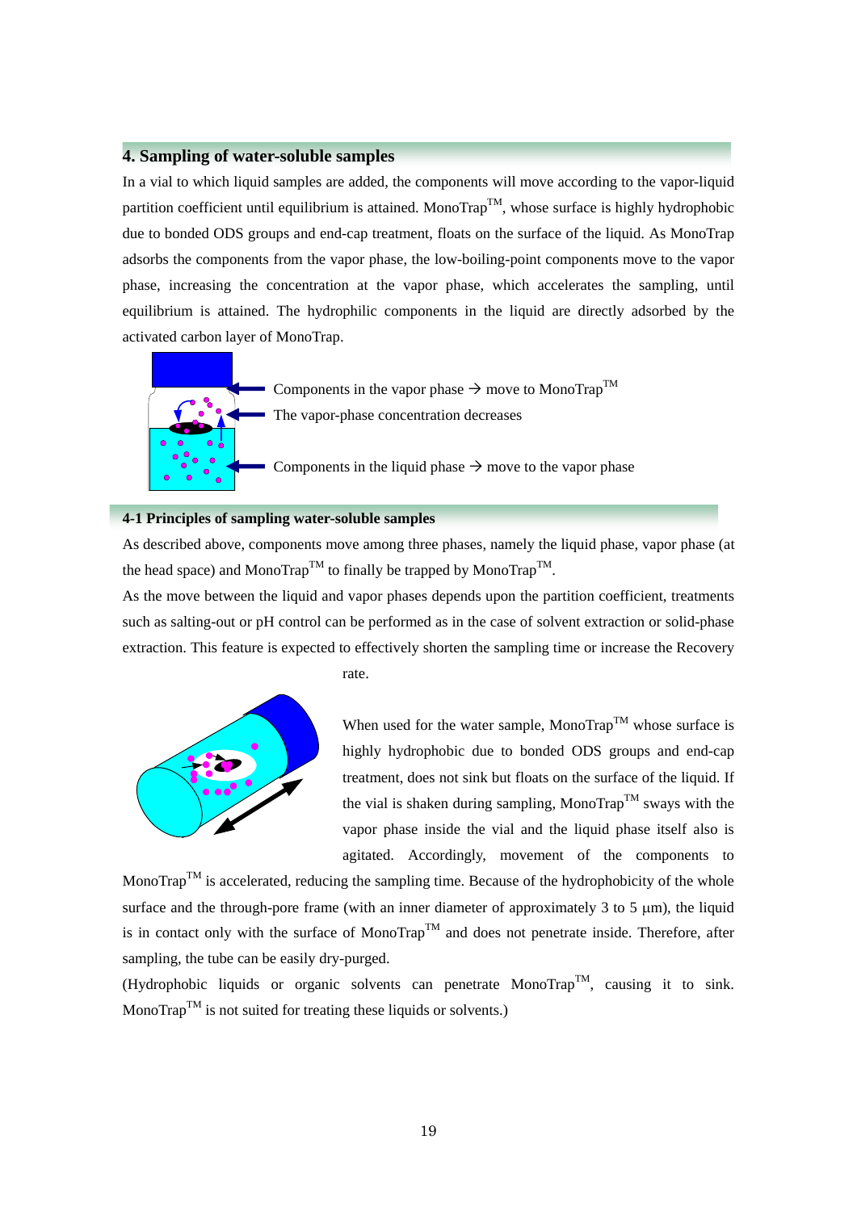## 4. Sampling of water-soluble samples

In a vial to which liquid samples are added, the components will move according to the vapor-liquid partition coefficient until equilibrium is attained. MonoTrap™, whose surface is highly hydrophobic due to bonded ODS groups and end-cap treatment, floats on the surface of the liquid. As MonoTrap adsorbs the components from the vapor phase, the low-boiling-point components move to the vapor phase, increasing the concentration at the vapor phase, which accelerates the sampling, until equilibrium is attained. The hydrophilic components in the liquid are directly adsorbed by the activated carbon layer of MonoTrap.

Components in the vapor phase → move to MonoTrap™

The vapor-phase concentration decreases

Components in the liquid phase → move to the vapor phase

### 4-1 Principles of sampling water-soluble samples

As described above, components move among three phases, namely the liquid phase, vapor phase (at the head space) and MonoTrap™ to finally be trapped by MonoTrap™.

As the move between the liquid and vapor phases depends upon the partition coefficient, treatments such as salting-out or pH control can be performed as in the case of solvent extraction or solid-phase extraction. This feature is expected to effectively shorten the sampling time or increase the Recovery rate.

When used for the water sample, MonoTrap™ whose surface is highly hydrophobic due to bonded ODS groups and end-cap treatment, does not sink but floats on the surface of the liquid. If the vial is shaken during sampling, MonoTrap™ sways with the vapor phase inside the vial and the liquid phase itself also is agitated. Accordingly, movement of the components to MonoTrap™ is accelerated, reducing the sampling time. Because of the hydrophobicity of the whole surface and the through-pore frame (with an inner diameter of approximately 3 to 5 μm), the liquid is in contact only with the surface of MonoTrap™ and does not penetrate inside. Therefore, after sampling, the tube can be easily dry-purged.

(Hydrophobic liquids or organic solvents can penetrate MonoTrap™, causing it to sink. MonoTrap™ is not suited for treating these liquids or solvents.)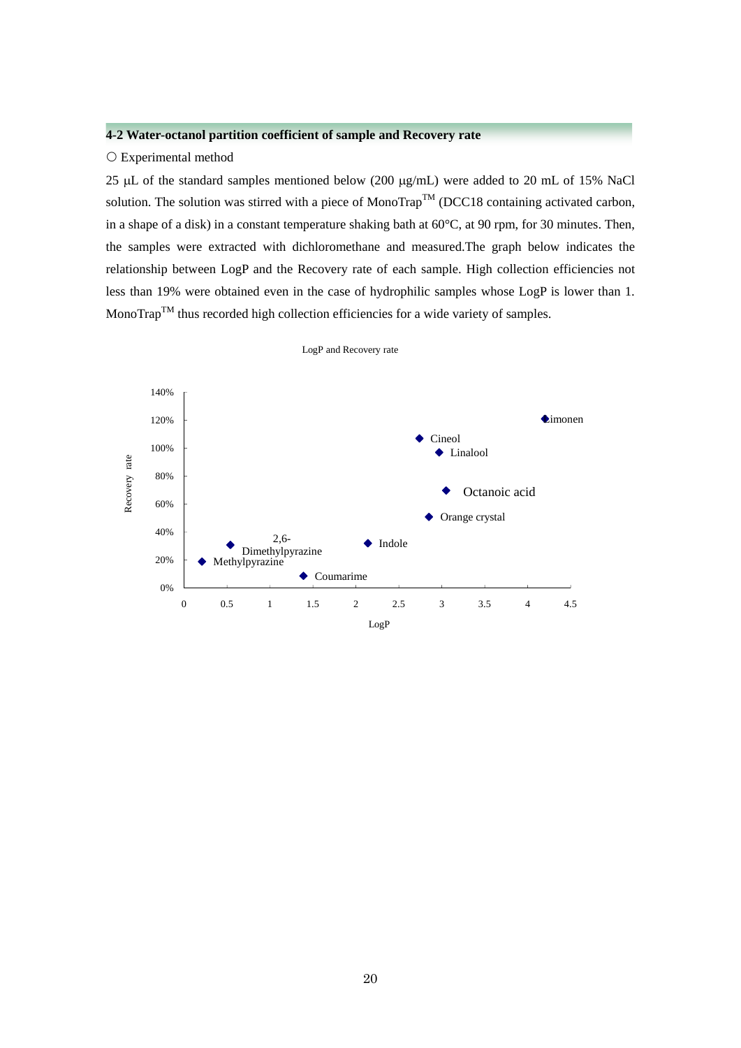### 4-2 Water-octanol partition coefficient of sample and Recovery rate

○ Experimental method

25 μL of the standard samples mentioned below (200 μg/mL) were added to 20 mL of 15% NaCl solution. The solution was stirred with a piece of MonoTrap™ (DCC18 containing activated carbon, in a shape of a disk) in a constant temperature shaking bath at 60°C, at 90 rpm, for 30 minutes. Then, the samples were extracted with dichloromethane and measured.The graph below indicates the relationship between LogP and the Recovery rate of each sample. High collection efficiencies not less than 19% were obtained even in the case of hydrophilic samples whose LogP is lower than 1. MonoTrap™ thus recorded high collection efficiencies for a wide variety of samples.

LogP and Recovery rate

| Sample | LogP (approx.) | Recovery rate (approx.) |
|---|---|---|
| Methylpyrazine | 0.2 | 19% |
| 2,6-Dimethylpyrazine | 0.5 | 31% |
| Coumarime | 1.4 | 8% |
| Indole | 2.1 | 32% |
| Cineol | 2.7 | 107% |
| Orange crystal | 2.9 | 50% |
| Linalool | 3.0 | 97% |
| Octanoic acid | 3.1 | 70% |
| Limonen | 4.2 | 121% |

X-axis: LogP (0 – 4.5); Y-axis: Recovery rate (0% – 140%)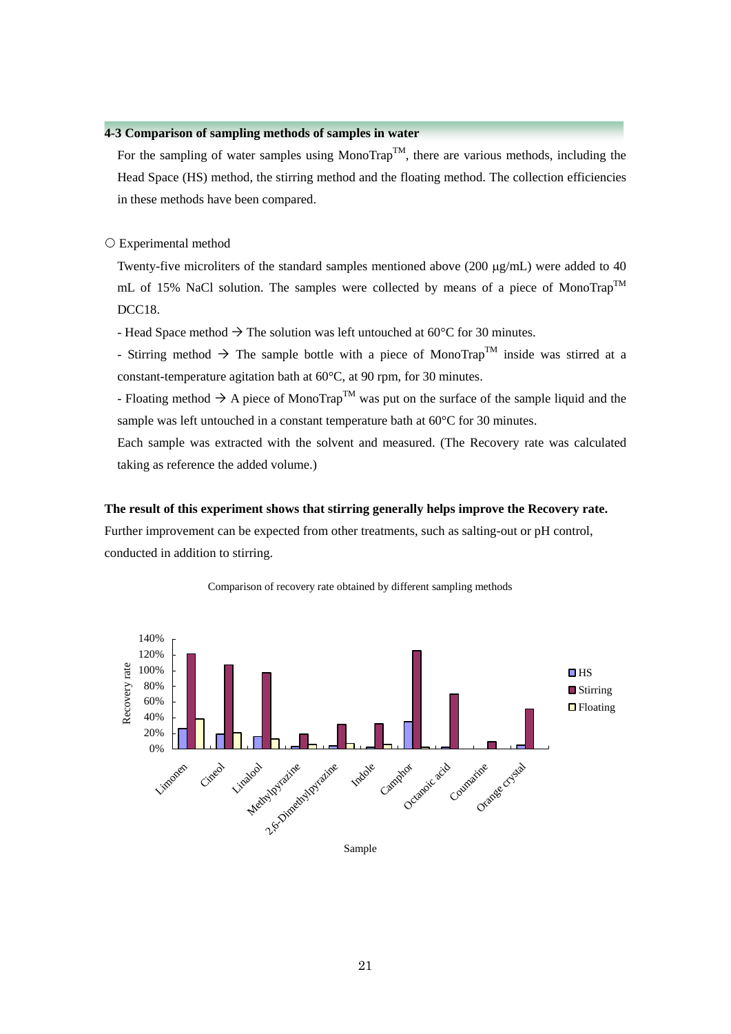### 4-3 Comparison of sampling methods of samples in water

For the sampling of water samples using MonoTrap™, there are various methods, including the Head Space (HS) method, the stirring method and the floating method. The collection efficiencies in these methods have been compared.

○ Experimental method

Twenty-five microliters of the standard samples mentioned above (200 μg/mL) were added to 40 mL of 15% NaCl solution. The samples were collected by means of a piece of MonoTrap™ DCC18.

- Head Space method → The solution was left untouched at 60°C for 30 minutes.
- Stirring method → The sample bottle with a piece of MonoTrap™ inside was stirred at a constant-temperature agitation bath at 60°C, at 90 rpm, for 30 minutes.
- Floating method → A piece of MonoTrap™ was put on the surface of the sample liquid and the sample was left untouched in a constant temperature bath at 60°C for 30 minutes.

Each sample was extracted with the solvent and measured. (The Recovery rate was calculated taking as reference the added volume.)

**The result of this experiment shows that stirring generally helps improve the Recovery rate.**
Further improvement can be expected from other treatments, such as salting-out or pH control, conducted in addition to stirring.

Comparison of recovery rate obtained by different sampling methods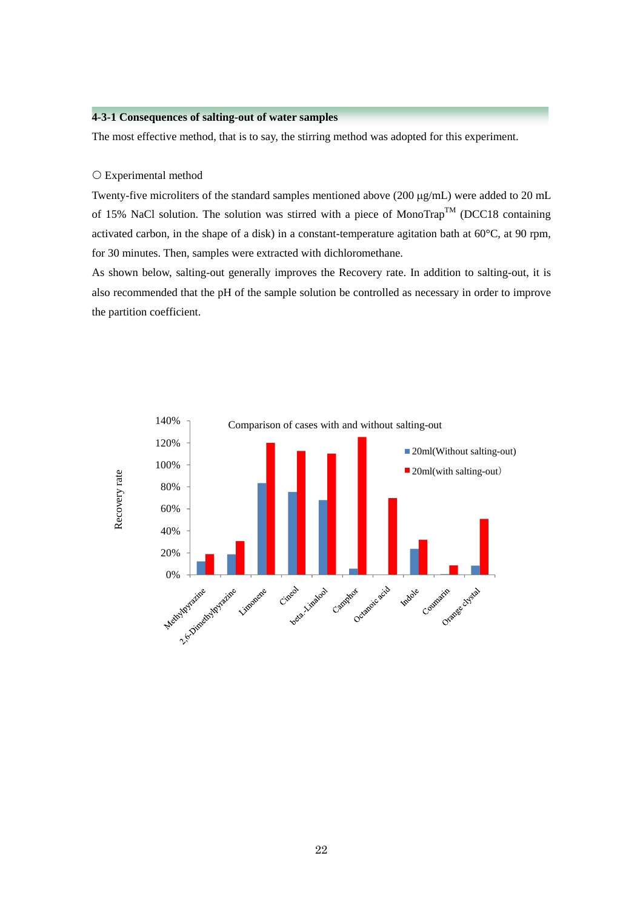### 4-3-1 Consequences of salting-out of water samples

The most effective method, that is to say, the stirring method was adopted for this experiment.

○ Experimental method

Twenty-five microliters of the standard samples mentioned above (200 μg/mL) were added to 20 mL of 15% NaCl solution. The solution was stirred with a piece of MonoTrap™ (DCC18 containing activated carbon, in the shape of a disk) in a constant-temperature agitation bath at 60°C, at 90 rpm, for 30 minutes. Then, samples were extracted with dichloromethane.

As shown below, salting-out generally improves the Recovery rate. In addition to salting-out, it is also recommended that the pH of the sample solution be controlled as necessary in order to improve the partition coefficient.

Comparison of cases with and without salting-out

Legend: 20ml(Without salting-out); 20ml(with salting-out)

Y-axis: Recovery rate (0%–140%)

X-axis: Methylpyrazine, 2,6-Dimethylpyrazine, Limonene, Cineol, beta.-Linalool, Camphor, Octanoic acid, Indole, Coumarin, Orange clystal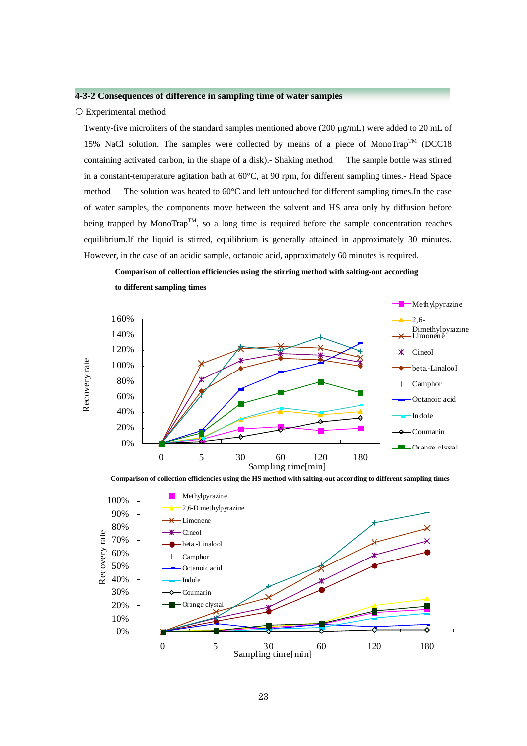### 4-3-2 Consequences of difference in sampling time of water samples

○ Experimental method

Twenty-five microliters of the standard samples mentioned above (200 μg/mL) were added to 20 mL of 15% NaCl solution. The samples were collected by means of a piece of MonoTrap™ (DCC18 containing activated carbon, in the shape of a disk).- Shaking method The sample bottle was stirred in a constant-temperature agitation bath at 60°C, at 90 rpm, for different sampling times.- Head Space method The solution was heated to 60°C and left untouched for different sampling times.In the case of water samples, the components move between the solvent and HS area only by diffusion before being trapped by MonoTrap™, so a long time is required before the sample concentration reaches equilibrium.If the liquid is stirred, equilibrium is generally attained in approximately 30 minutes. However, in the case of an acidic sample, octanoic acid, approximately 60 minutes is required.

**Comparison of collection efficiencies using the stirring method with salting-out according to different sampling times**

**Comparison of collection efficiencies using the HS method with salting-out according to different sampling times**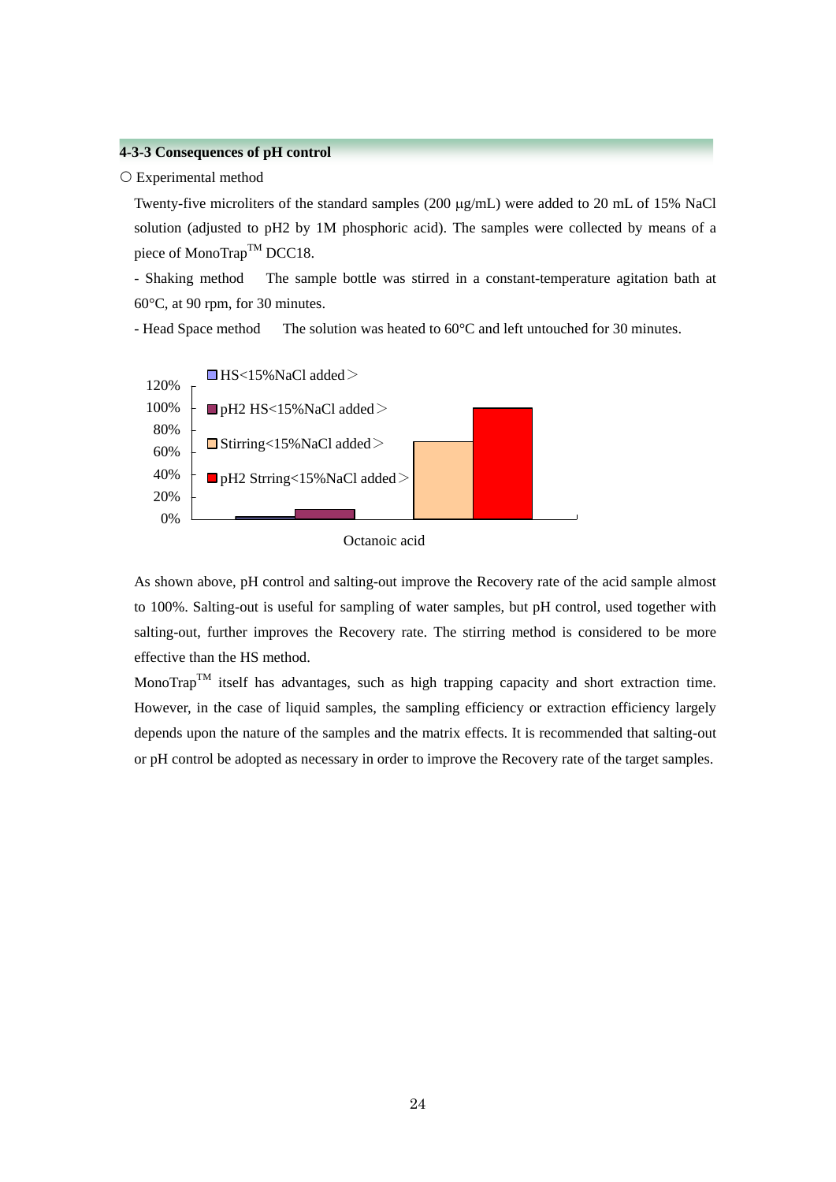### 4-3-3 Consequences of pH control

○ Experimental method

Twenty-five microliters of the standard samples (200 μg/mL) were added to 20 mL of 15% NaCl solution (adjusted to pH2 by 1M phosphoric acid). The samples were collected by means of a piece of MonoTrap™ DCC18.

- Shaking method  The sample bottle was stirred in a constant-temperature agitation bath at 60°C, at 90 rpm, for 30 minutes.
- Head Space method  The solution was heated to 60°C and left untouched for 30 minutes.

120%
100%
80%
60%
40%
20%
0%

HS<15%NaCl added＞
pH2 HS<15%NaCl added＞
Stirring<15%NaCl added＞
pH2 Strring<15%NaCl added＞

Octanoic acid

As shown above, pH control and salting-out improve the Recovery rate of the acid sample almost to 100%. Salting-out is useful for sampling of water samples, but pH control, used together with salting-out, further improves the Recovery rate. The stirring method is considered to be more effective than the HS method.

MonoTrap™ itself has advantages, such as high trapping capacity and short extraction time. However, in the case of liquid samples, the sampling efficiency or extraction efficiency largely depends upon the nature of the samples and the matrix effects. It is recommended that salting-out or pH control be adopted as necessary in order to improve the Recovery rate of the target samples.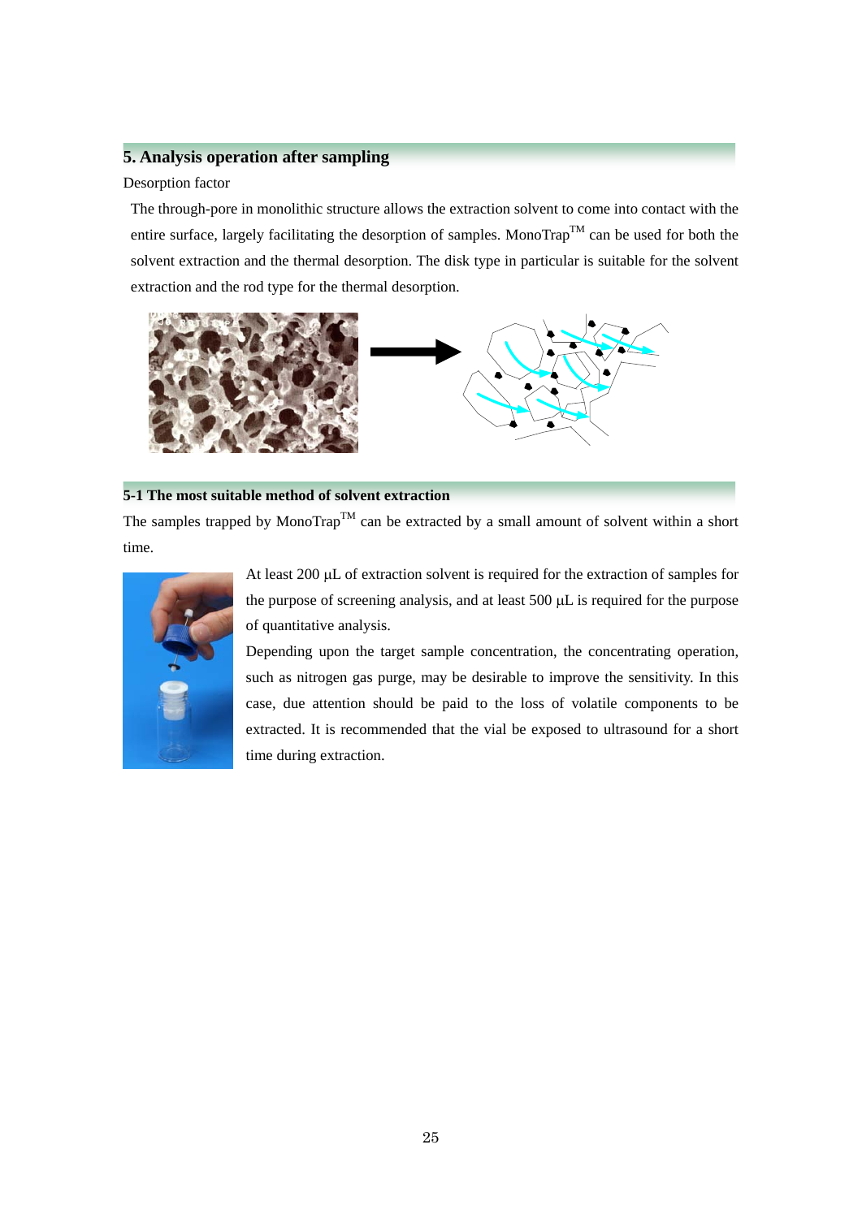## 5. Analysis operation after sampling

Desorption factor

The through-pore in monolithic structure allows the extraction solvent to come into contact with the entire surface, largely facilitating the desorption of samples. MonoTrap™ can be used for both the solvent extraction and the thermal desorption. The disk type in particular is suitable for the solvent extraction and the rod type for the thermal desorption.

### 5-1 The most suitable method of solvent extraction

The samples trapped by MonoTrap™ can be extracted by a small amount of solvent within a short time.

At least 200 μL of extraction solvent is required for the extraction of samples for the purpose of screening analysis, and at least 500 μL is required for the purpose of quantitative analysis.

Depending upon the target sample concentration, the concentrating operation, such as nitrogen gas purge, may be desirable to improve the sensitivity. In this case, due attention should be paid to the loss of volatile components to be extracted. It is recommended that the vial be exposed to ultrasound for a short time during extraction.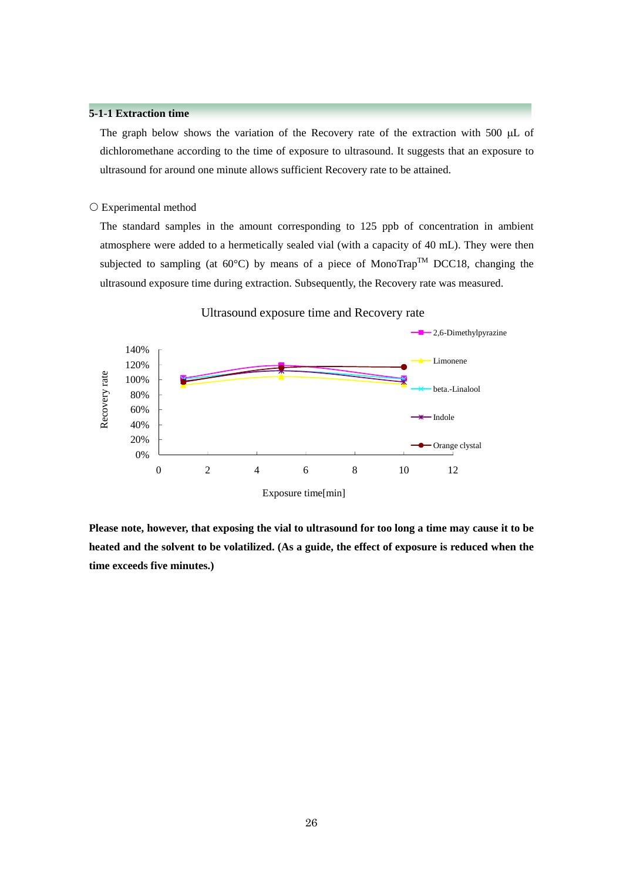### 5-1-1 Extraction time

The graph below shows the variation of the Recovery rate of the extraction with 500 μL of dichloromethane according to the time of exposure to ultrasound. It suggests that an exposure to ultrasound for around one minute allows sufficient Recovery rate to be attained.

○ Experimental method

The standard samples in the amount corresponding to 125 ppb of concentration in ambient atmosphere were added to a hermetically sealed vial (with a capacity of 40 mL). They were then subjected to sampling (at 60°C) by means of a piece of MonoTrap™ DCC18, changing the ultrasound exposure time during extraction. Subsequently, the Recovery rate was measured.

Ultrasound exposure time and Recovery rate

Recovery rate: 0%, 20%, 40%, 60%, 80%, 100%, 120%, 140%

Exposure time[min]: 0, 2, 4, 6, 8, 10, 12

Legend: 2,6-Dimethylpyrazine, Limonene, beta.-Linalool, Indole, Orange clystal

**Please note, however, that exposing the vial to ultrasound for too long a time may cause it to be heated and the solvent to be volatilized. (As a guide, the effect of exposure is reduced when the time exceeds five minutes.)**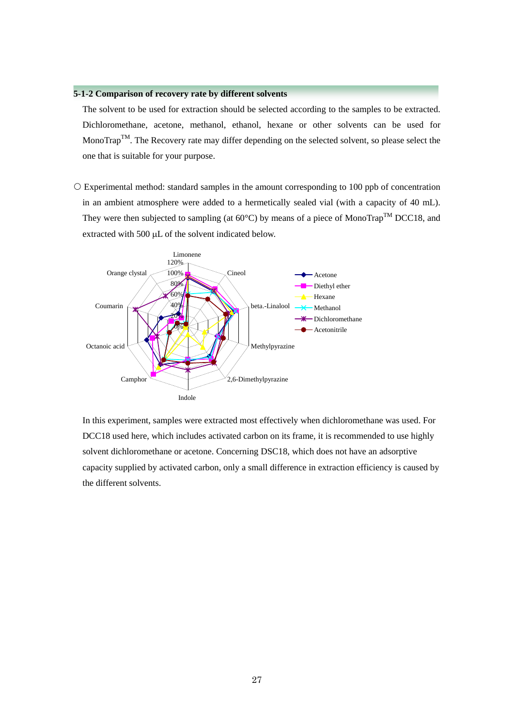### 5-1-2 Comparison of recovery rate by different solvents

The solvent to be used for extraction should be selected according to the samples to be extracted. Dichloromethane, acetone, methanol, ethanol, hexane or other solvents can be used for MonoTrap™. The Recovery rate may differ depending on the selected solvent, so please select the one that is suitable for your purpose.

○ Experimental method: standard samples in the amount corresponding to 100 ppb of concentration in an ambient atmosphere were added to a hermetically sealed vial (with a capacity of 40 mL). They were then subjected to sampling (at 60°C) by means of a piece of MonoTrap™ DCC18, and extracted with 500 µL of the solvent indicated below.

Limonene, Cineol, beta.-Linalool, Methylpyrazine, 2,6-Dimethylpyrazine, Indole, Camphor, Octanoic acid, Coumarin, Orange clystal

0%, 20%, 40%, 60%, 80%, 100%, 120%

Acetone, Diethyl ether, Hexane, Methanol, Dichloromethane, Acetonitrile

In this experiment, samples were extracted most effectively when dichloromethane was used. For DCC18 used here, which includes activated carbon on its frame, it is recommended to use highly solvent dichloromethane or acetone. Concerning DSC18, which does not have an adsorptive capacity supplied by activated carbon, only a small difference in extraction efficiency is caused by the different solvents.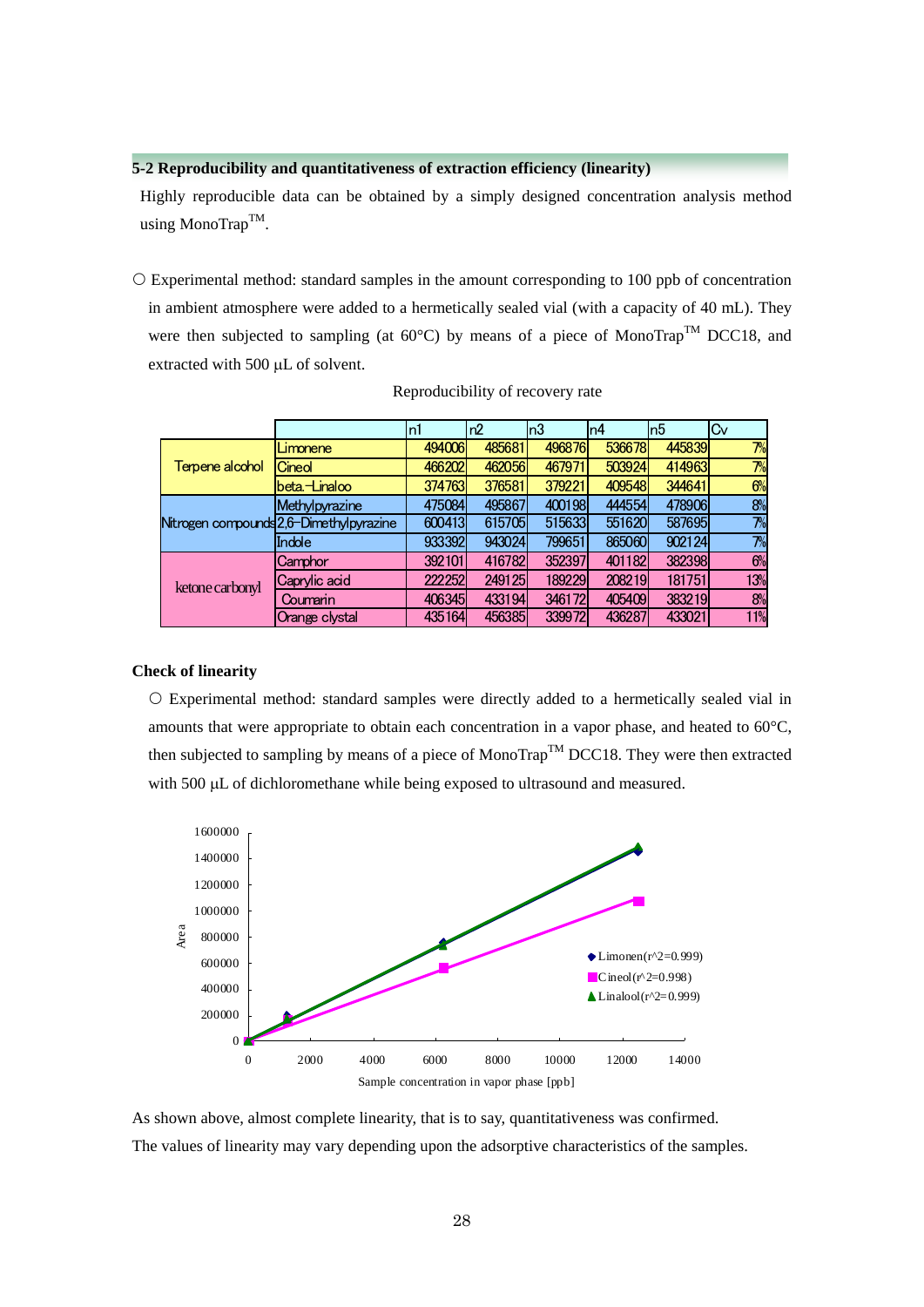### 5-2 Reproducibility and quantitativeness of extraction efficiency (linearity)

Highly reproducible data can be obtained by a simply designed concentration analysis method using MonoTrap™.

○ Experimental method: standard samples in the amount corresponding to 100 ppb of concentration in ambient atmosphere were added to a hermetically sealed vial (with a capacity of 40 mL). They were then subjected to sampling (at 60°C) by means of a piece of MonoTrap™ DCC18, and extracted with 500 μL of solvent.

Reproducibility of recovery rate

| | | n1 | n2 | n3 | n4 | n5 | Cv |
|---|---|---|---|---|---|---|---|
| Terpene alcohol | Limonene | 494006 | 485681 | 496876 | 536678 | 445839 | 7% |
| | Cineol | 466202 | 462056 | 467971 | 503924 | 414963 | 7% |
| | beta.-Linaloo | 374763 | 376581 | 379221 | 409548 | 344641 | 6% |
| Nitrogen compounds | Methylpyrazine | 475084 | 495867 | 400198 | 444554 | 478906 | 8% |
| | 2,6-Dimethylpyrazine | 600413 | 615705 | 515633 | 551620 | 587695 | 7% |
| | Indole | 933392 | 943024 | 799651 | 865060 | 902124 | 7% |
| ketone carbonyl | Camphor | 392101 | 416782 | 352397 | 401182 | 382398 | 6% |
| | Caprylic acid | 222252 | 249125 | 189229 | 208219 | 181751 | 13% |
| | Coumarin | 406345 | 433194 | 346172 | 405409 | 383219 | 8% |
| | Orange clystal | 435164 | 456385 | 339972 | 436287 | 433021 | 11% |

**Check of linearity**

○ Experimental method: standard samples were directly added to a hermetically sealed vial in amounts that were appropriate to obtain each concentration in a vapor phase, and heated to 60°C, then subjected to sampling by means of a piece of MonoTrap™ DCC18. They were then extracted with 500 μL of dichloromethane while being exposed to ultrasound and measured.

As shown above, almost complete linearity, that is to say, quantitativeness was confirmed.
The values of linearity may vary depending upon the adsorptive characteristics of the samples.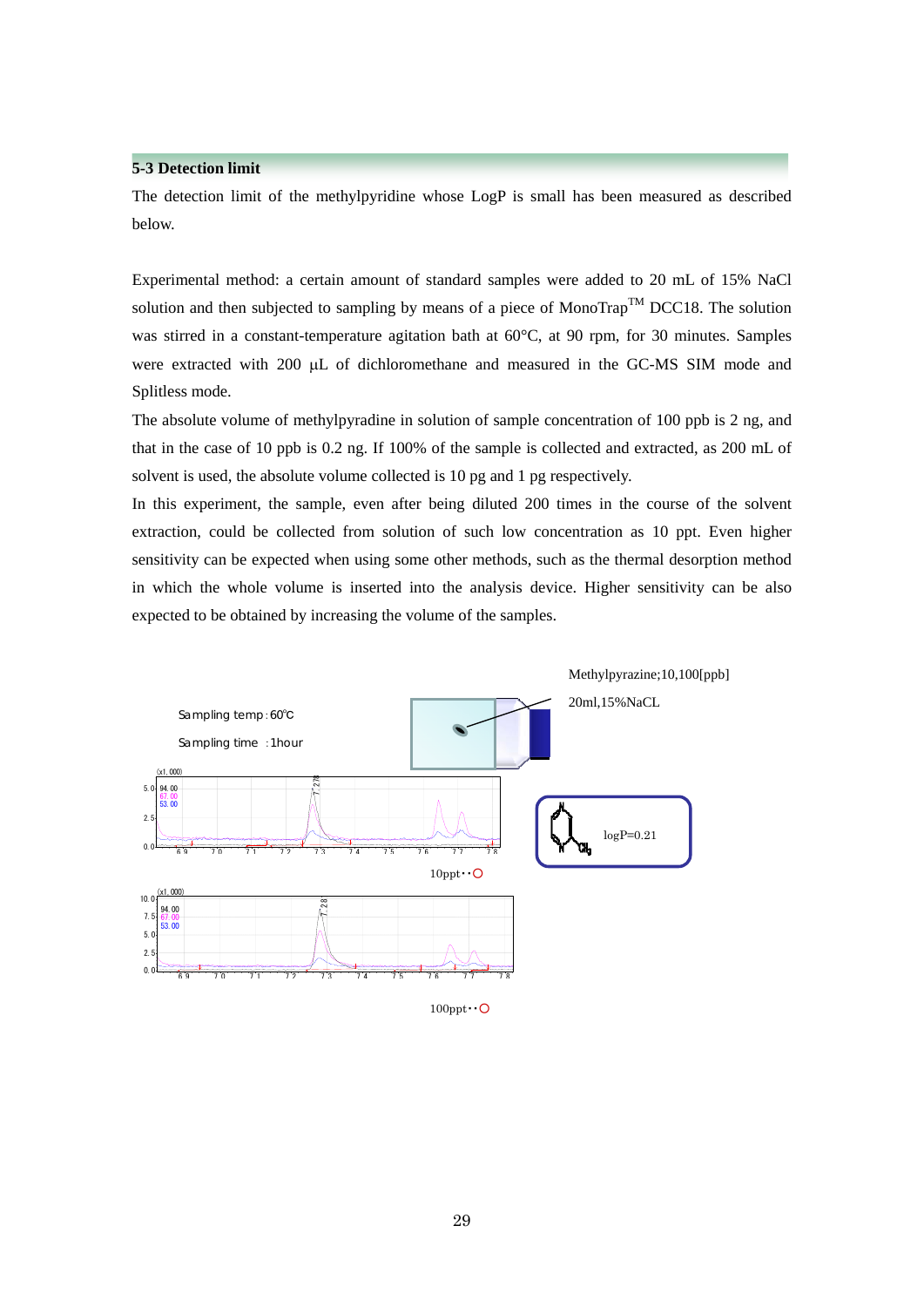## 5-3 Detection limit

The detection limit of the methylpyridine whose LogP is small has been measured as described below.

Experimental method: a certain amount of standard samples were added to 20 mL of 15% NaCl solution and then subjected to sampling by means of a piece of MonoTrap™ DCC18. The solution was stirred in a constant-temperature agitation bath at 60°C, at 90 rpm, for 30 minutes. Samples were extracted with 200 μL of dichloromethane and measured in the GC-MS SIM mode and Splitless mode.

The absolute volume of methylpyradine in solution of sample concentration of 100 ppb is 2 ng, and that in the case of 10 ppb is 0.2 ng. If 100% of the sample is collected and extracted, as 200 mL of solvent is used, the absolute volume collected is 10 pg and 1 pg respectively.

In this experiment, the sample, even after being diluted 200 times in the course of the solvent extraction, could be collected from solution of such low concentration as 10 ppt. Even higher sensitivity can be expected when using some other methods, such as the thermal desorption method in which the whole volume is inserted into the analysis device. Higher sensitivity can be also expected to be obtained by increasing the volume of the samples.

Sampling temp : 60°C

Sampling time : 1hour

Methylpyrazine;10,100[ppb]

20ml,15%NaCL

logP=0.21

10ppt・・○

100ppt・・○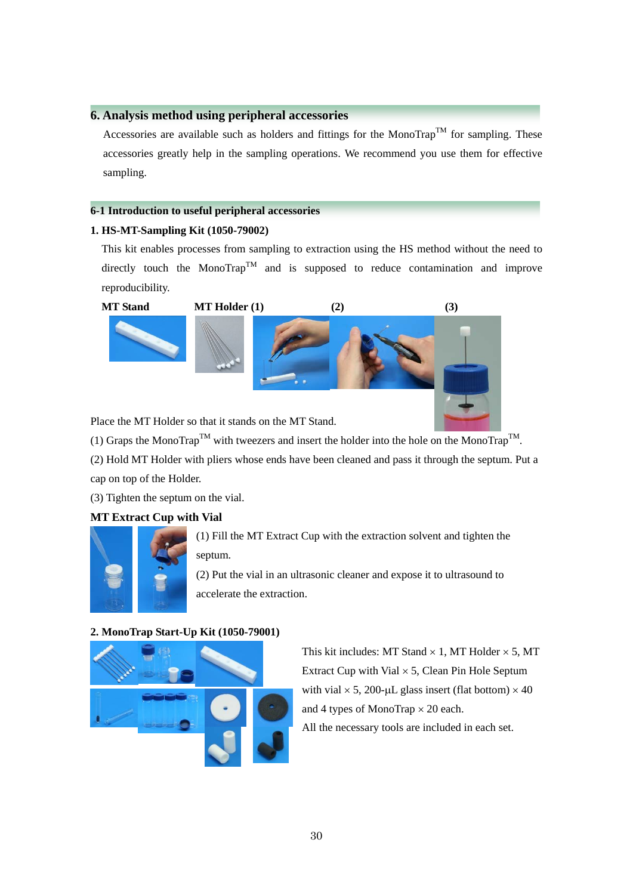## 6. Analysis method using peripheral accessories

Accessories are available such as holders and fittings for the MonoTrap™ for sampling. These accessories greatly help in the sampling operations. We recommend you use them for effective sampling.

### 6-1 Introduction to useful peripheral accessories

**1. HS-MT-Sampling Kit (1050-79002)**

This kit enables processes from sampling to extraction using the HS method without the need to directly touch the MonoTrap™ and is supposed to reduce contamination and improve reproducibility.

**MT Stand** **MT Holder (1)** **(2)** **(3)**

Place the MT Holder so that it stands on the MT Stand.

(1) Graps the MonoTrap™ with tweezers and insert the holder into the hole on the MonoTrap™.

(2) Hold MT Holder with pliers whose ends have been cleaned and pass it through the septum. Put a cap on top of the Holder.

(3) Tighten the septum on the vial.

**MT Extract Cup with Vial**

(1) Fill the MT Extract Cup with the extraction solvent and tighten the septum.

(2) Put the vial in an ultrasonic cleaner and expose it to ultrasound to accelerate the extraction.

**2. MonoTrap Start-Up Kit (1050-79001)**

This kit includes: MT Stand × 1, MT Holder × 5, MT Extract Cup with Vial × 5, Clean Pin Hole Septum with vial × 5, 200-μL glass insert (flat bottom) × 40 and 4 types of MonoTrap × 20 each.

All the necessary tools are included in each set.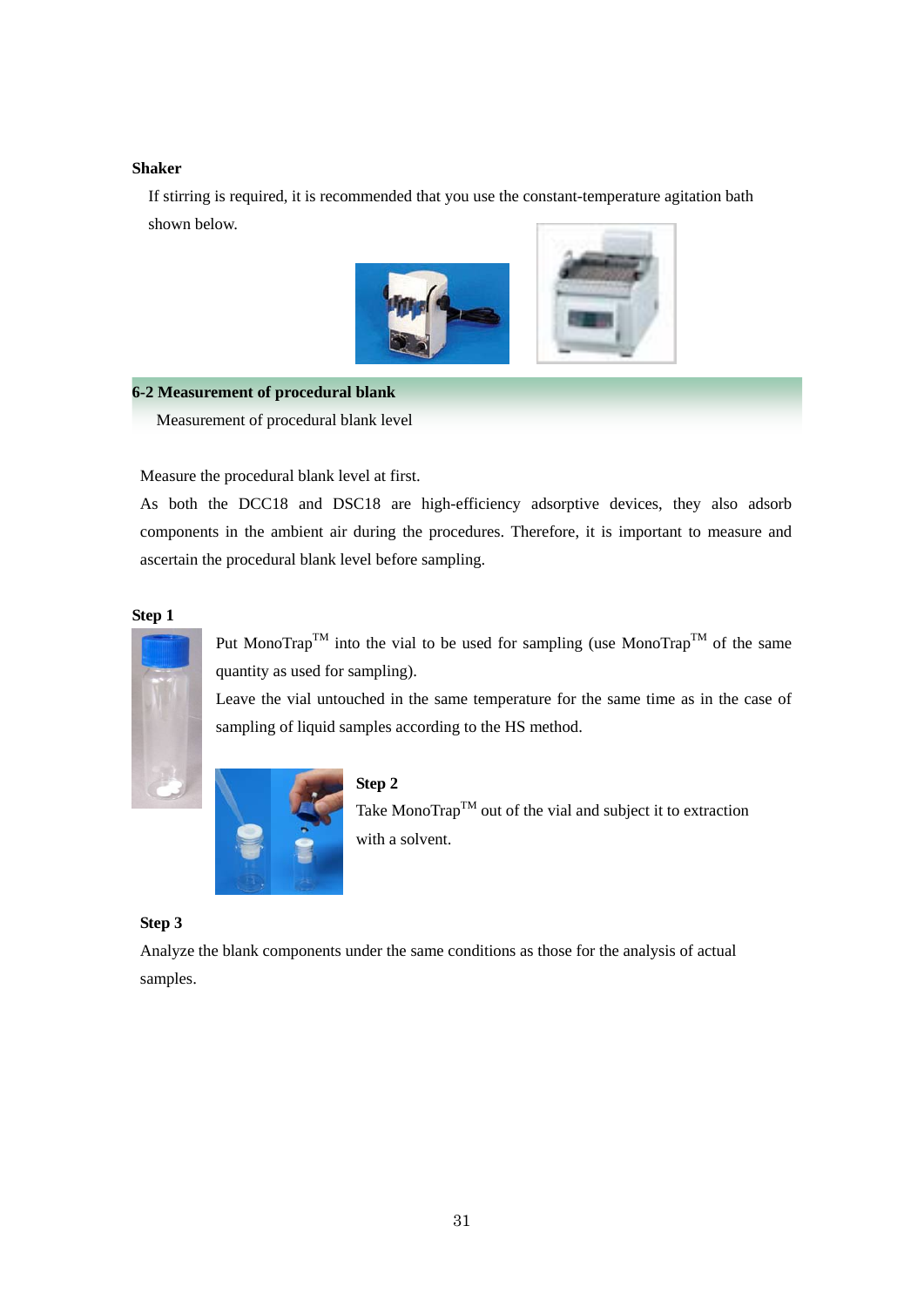**Shaker**

If stirring is required, it is recommended that you use the constant-temperature agitation bath shown below.

## 6-2 Measurement of procedural blank

Measurement of procedural blank level

Measure the procedural blank level at first.

As both the DCC18 and DSC18 are high-efficiency adsorptive devices, they also adsorb components in the ambient air during the procedures. Therefore, it is important to measure and ascertain the procedural blank level before sampling.

**Step 1**

Put MonoTrap™ into the vial to be used for sampling (use MonoTrap™ of the same quantity as used for sampling).

Leave the vial untouched in the same temperature for the same time as in the case of sampling of liquid samples according to the HS method.

**Step 2**

Take MonoTrap™ out of the vial and subject it to extraction with a solvent.

**Step 3**

Analyze the blank components under the same conditions as those for the analysis of actual samples.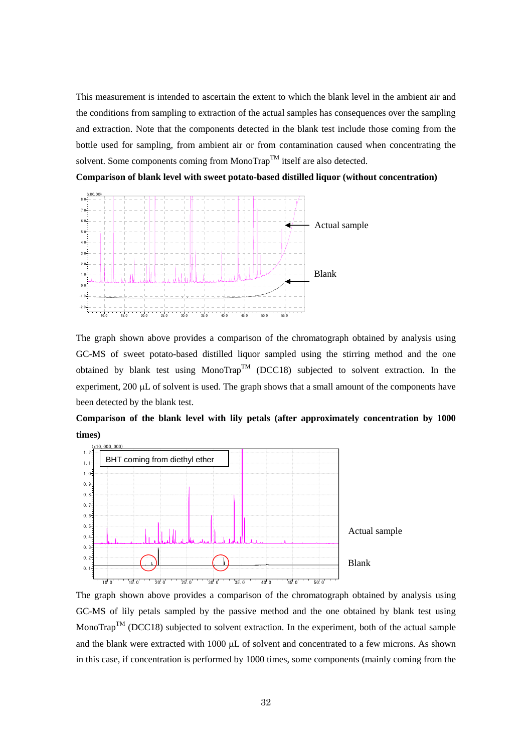This measurement is intended to ascertain the extent to which the blank level in the ambient air and the conditions from sampling to extraction of the actual samples has consequences over the sampling and extraction. Note that the components detected in the blank test include those coming from the bottle used for sampling, from ambient air or from contamination caused when concentrating the solvent. Some components coming from MonoTrap™ itself are also detected.

**Comparison of blank level with sweet potato-based distilled liquor (without concentration)**

The graph shown above provides a comparison of the chromatograph obtained by analysis using GC-MS of sweet potato-based distilled liquor sampled using the stirring method and the one obtained by blank test using MonoTrap™ (DCC18) subjected to solvent extraction. In the experiment, 200 μL of solvent is used. The graph shows that a small amount of the components have been detected by the blank test.

**Comparison of the blank level with lily petals (after approximately concentration by 1000 times)**

The graph shown above provides a comparison of the chromatograph obtained by analysis using GC-MS of lily petals sampled by the passive method and the one obtained by blank test using MonoTrap™ (DCC18) subjected to solvent extraction. In the experiment, both of the actual sample and the blank were extracted with 1000 μL of solvent and concentrated to a few microns. As shown in this case, if concentration is performed by 1000 times, some components (mainly coming from the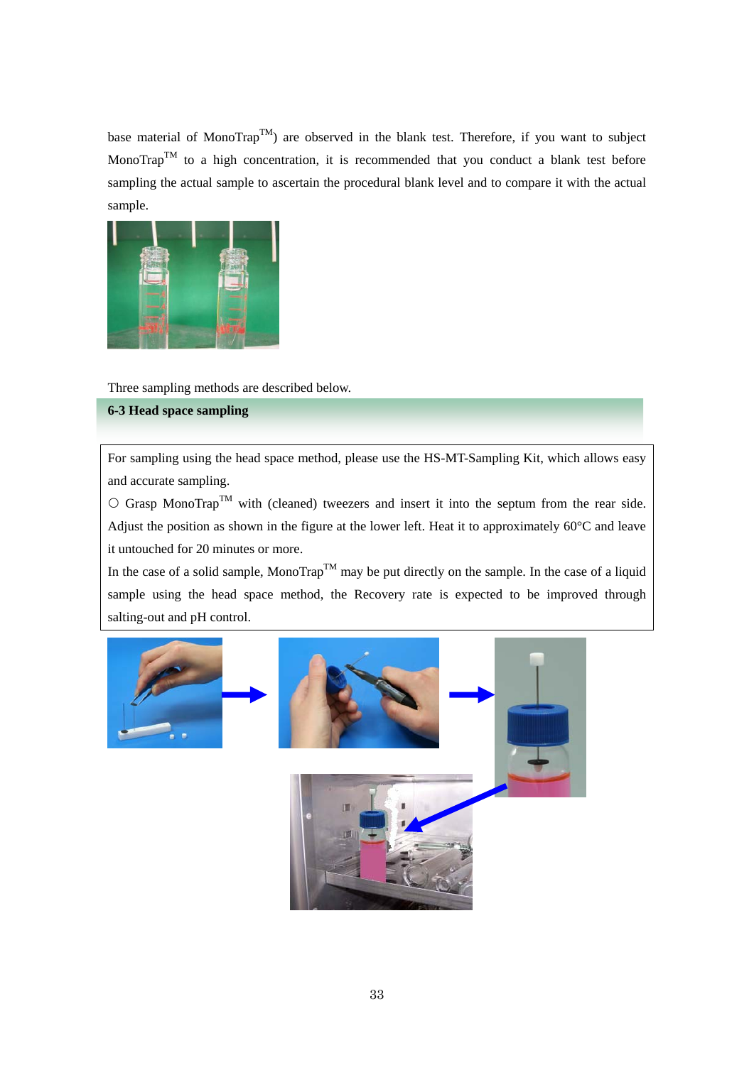base material of MonoTrap™) are observed in the blank test. Therefore, if you want to subject MonoTrap™ to a high concentration, it is recommended that you conduct a blank test before sampling the actual sample to ascertain the procedural blank level and to compare it with the actual sample.

Three sampling methods are described below.

## 6-3 Head space sampling

For sampling using the head space method, please use the HS-MT-Sampling Kit, which allows easy and accurate sampling.

○ Grasp MonoTrap™ with (cleaned) tweezers and insert it into the septum from the rear side. Adjust the position as shown in the figure at the lower left. Heat it to approximately 60°C and leave it untouched for 20 minutes or more.

In the case of a solid sample, MonoTrap™ may be put directly on the sample. In the case of a liquid sample using the head space method, the Recovery rate is expected to be improved through salting-out and pH control.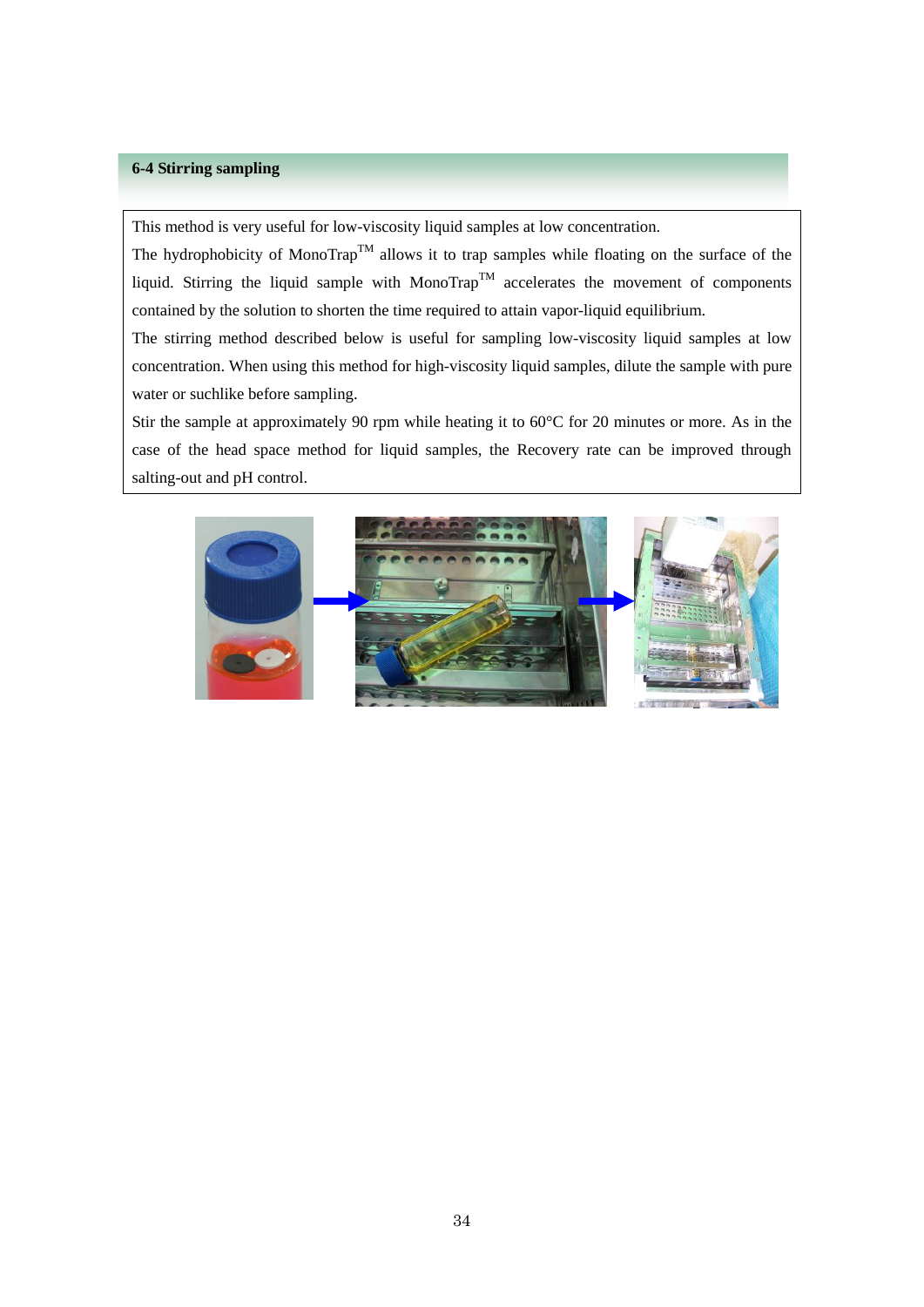## 6-4 Stirring sampling

This method is very useful for low-viscosity liquid samples at low concentration.

The hydrophobicity of MonoTrap™ allows it to trap samples while floating on the surface of the liquid. Stirring the liquid sample with MonoTrap™ accelerates the movement of components contained by the solution to shorten the time required to attain vapor-liquid equilibrium.

The stirring method described below is useful for sampling low-viscosity liquid samples at low concentration. When using this method for high-viscosity liquid samples, dilute the sample with pure water or suchlike before sampling.

Stir the sample at approximately 90 rpm while heating it to 60°C for 20 minutes or more. As in the case of the head space method for liquid samples, the Recovery rate can be improved through salting-out and pH control.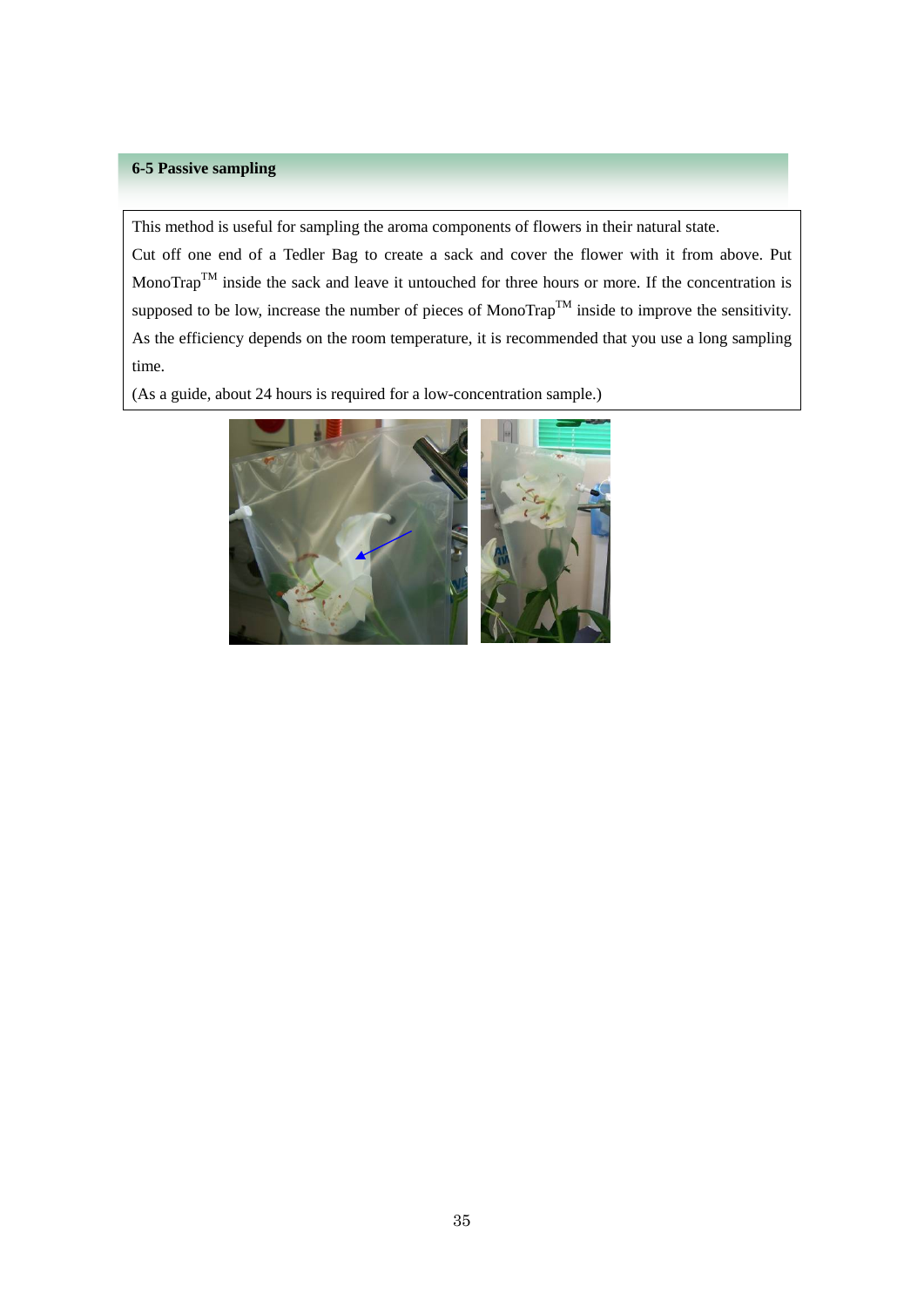## 6-5 Passive sampling

This method is useful for sampling the aroma components of flowers in their natural state.

Cut off one end of a Tedler Bag to create a sack and cover the flower with it from above. Put MonoTrap$^{TM}$ inside the sack and leave it untouched for three hours or more. If the concentration is supposed to be low, increase the number of pieces of MonoTrap$^{TM}$ inside to improve the sensitivity. As the efficiency depends on the room temperature, it is recommended that you use a long sampling time.

(As a guide, about 24 hours is required for a low-concentration sample.)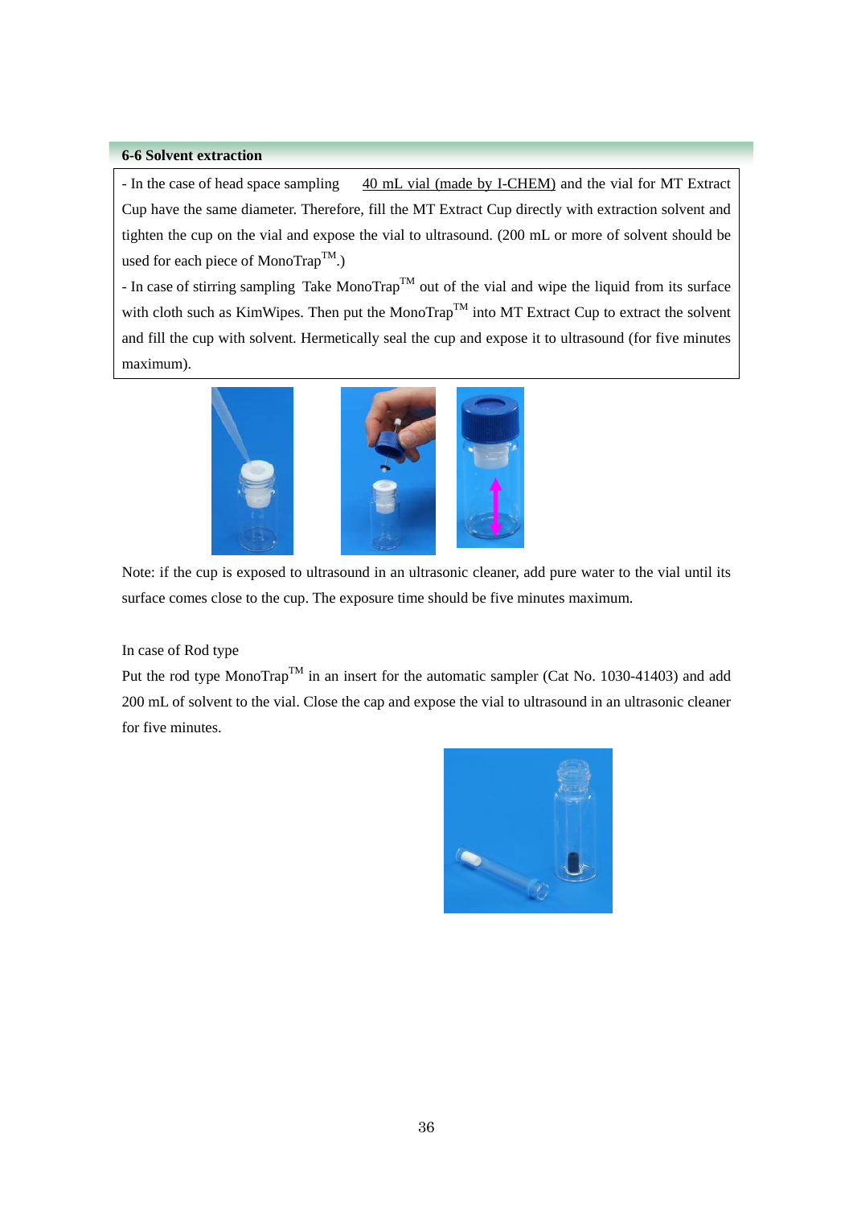## 6-6 Solvent extraction

- In the case of head space sampling 40 mL vial (made by I-CHEM) and the vial for MT Extract Cup have the same diameter. Therefore, fill the MT Extract Cup directly with extraction solvent and tighten the cup on the vial and expose the vial to ultrasound. (200 mL or more of solvent should be used for each piece of MonoTrap™.)
- In case of stirring sampling Take MonoTrap™ out of the vial and wipe the liquid from its surface with cloth such as KimWipes. Then put the MonoTrap™ into MT Extract Cup to extract the solvent and fill the cup with solvent. Hermetically seal the cup and expose it to ultrasound (for five minutes maximum).

Note: if the cup is exposed to ultrasound in an ultrasonic cleaner, add pure water to the vial until its surface comes close to the cup. The exposure time should be five minutes maximum.

In case of Rod type

Put the rod type MonoTrap™ in an insert for the automatic sampler (Cat No. 1030-41403) and add 200 mL of solvent to the vial. Close the cap and expose the vial to ultrasound in an ultrasonic cleaner for five minutes.